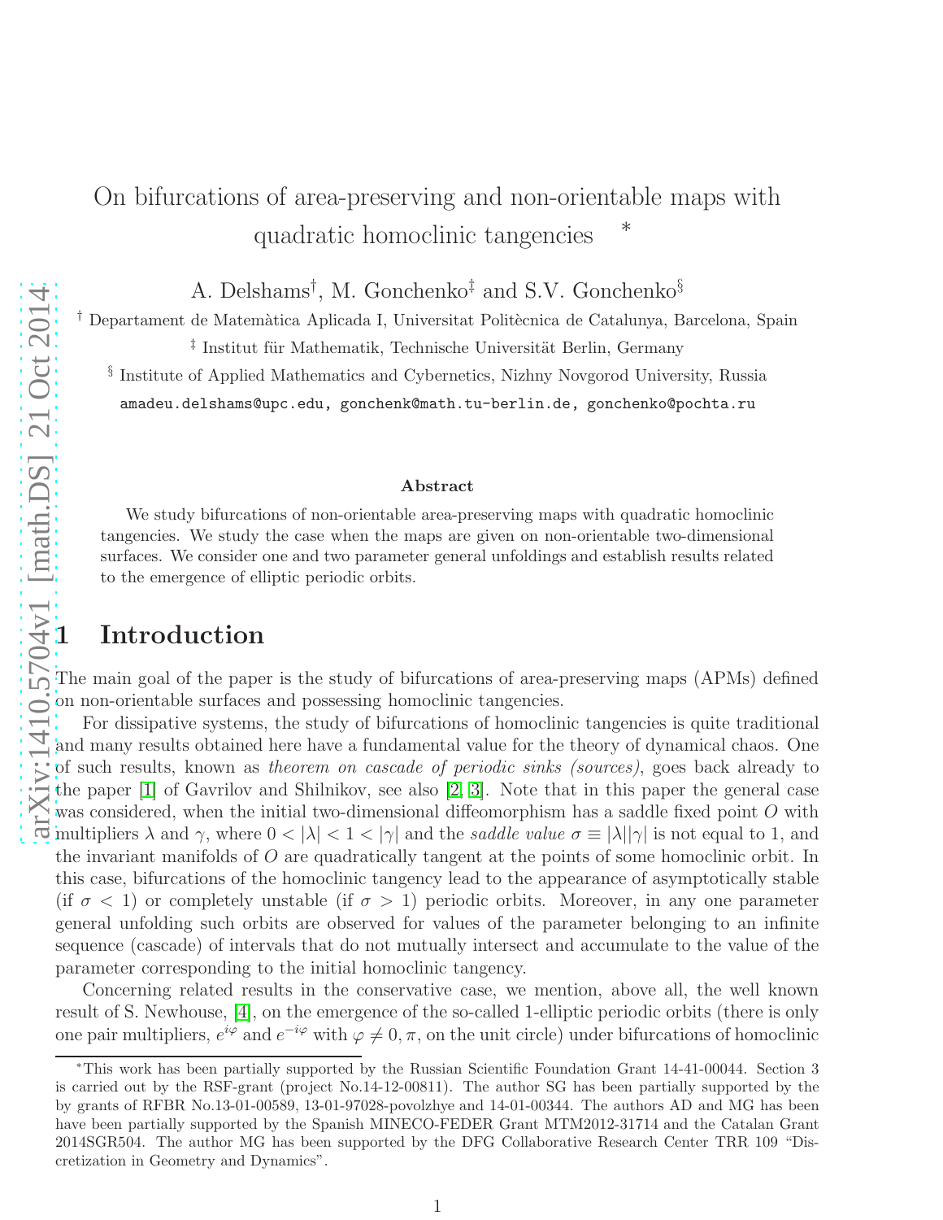# On bifurcations of area-preserving and non-orientable maps with quadratic homoclinic tangencies *

A. Delshams[†], M. Gonchenko[‡] and S.V. Gonchenko[§]

[†] Departament de Matemàtica Aplicada I, Universitat Politècnica de Catalunya, Barcelona, Spain

[‡] Institut für Mathematik, Technische Universität Berlin, Germany

[§] Institute of Applied Mathematics and Cybernetics, Nizhny Novgorod University, Russia

amadeu.delshams@upc.edu, gonchenk@math.tu-berlin.de, gonchenko@pochta.ru

### Abstract

We study bifurcations of non-orientable area-preserving maps with quadratic homoclinic tangencies. We study the case when the maps are given on non-orientable two-dimensional surfaces. We consider one and two parameter general unfoldings and establish results related to the emergence of elliptic periodic orbits.

## 1 Introduction

The main goal of the paper is the study of bifurcations of area-preserving maps (APMs) defined on non-orientable surfaces and possessing homoclinic tangencies.

For dissipative systems, the study of bifurcations of homoclinic tangencies is quite traditional and many results obtained here have a fundamental value for the theory of dynamical chaos. One of such results, known as *theorem on cascade of periodic sinks (sources)*, goes back already to the paper [1] of Gavrilov and Shilnikov, see also [2, 3]. Note that in this paper the general case was considered, when the initial two-dimensional diffeomorphism has a saddle fixed point $O$ with multipliers $\lambda$ and $\gamma$, where $0 < |\lambda| < 1 < |\gamma|$ and the *saddle value* $\sigma \equiv |\lambda||\gamma|$ is not equal to 1, and the invariant manifolds of $O$ are quadratically tangent at the points of some homoclinic orbit. In this case, bifurcations of the homoclinic tangency lead to the appearance of asymptotically stable (if $\sigma < 1$) or completely unstable (if $\sigma > 1$) periodic orbits. Moreover, in any one parameter general unfolding such orbits are observed for values of the parameter belonging to an infinite sequence (cascade) of intervals that do not mutually intersect and accumulate to the value of the parameter corresponding to the initial homoclinic tangency.

Concerning related results in the conservative case, we mention, above all, the well known result of S. Newhouse, [4], on the emergence of the so-called 1-elliptic periodic orbits (there is only one pair multipliers, $e^{i\varphi}$ and $e^{-i\varphi}$ with $\varphi \neq 0, \pi$, on the unit circle) under bifurcations of homoclinic

---

*This work has been partially supported by the Russian Scientific Foundation Grant 14-41-00044. Section 3 is carried out by the RSF-grant (project No.14-12-00811). The author SG has been partially supported by the by grants of RFBR No.13-01-00589, 13-01-97028-povolzhye and 14-01-00344. The authors AD and MG has been have been partially supported by the Spanish MINECO-FEDER Grant MTM2012-31714 and the Catalan Grant 2014SGR504. The author MG has been supported by the DFG Collaborative Research Center TRR 109 "Discretization in Geometry and Dynamics".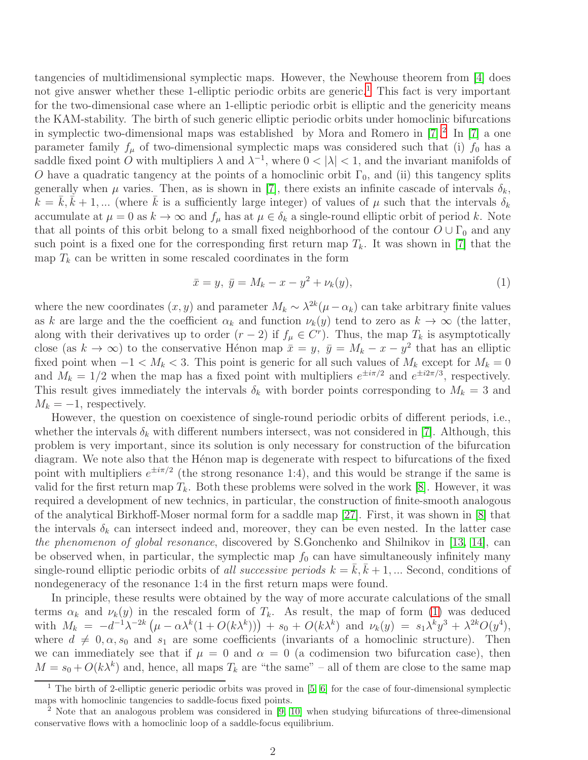tangencies of multidimensional symplectic maps. However, the Newhouse theorem from [4] does not give answer whether these 1-elliptic periodic orbits are generic.[1] This fact is very important for the two-dimensional case where an 1-elliptic periodic orbit is elliptic and the genericity means the KAM-stability. The birth of such generic elliptic periodic orbits under homoclinic bifurcations in symplectic two-dimensional maps was established by Mora and Romero in [7].[2] In [7] a one parameter family $f_\mu$ of two-dimensional symplectic maps was considered such that (i) $f_0$ has a saddle fixed point $O$ with multipliers $\lambda$ and $\lambda^{-1}$, where $0 < |\lambda| < 1$, and the invariant manifolds of $O$ have a quadratic tangency at the points of a homoclinic orbit $\Gamma_0$, and (ii) this tangency splits generally when $\mu$ varies. Then, as is shown in [7], there exists an infinite cascade of intervals $\delta_k$, $k = \bar{k}, \bar{k}+1, ...$ (where $\bar{k}$ is a sufficiently large integer) of values of $\mu$ such that the intervals $\delta_k$ accumulate at $\mu = 0$ as $k \to \infty$ and $f_\mu$ has at $\mu \in \delta_k$ a single-round elliptic orbit of period $k$. Note that all points of this orbit belong to a small fixed neighborhood of the contour $O \cup \Gamma_0$ and any such point is a fixed one for the corresponding first return map $T_k$. It was shown in [7] that the map $T_k$ can be written in some rescaled coordinates in the form

$$\bar{x} = y, \; \bar{y} = M_k - x - y^2 + \nu_k(y), \tag{1}$$

where the new coordinates $(x, y)$ and parameter $M_k \sim \lambda^{2k}(\mu - \alpha_k)$ can take arbitrary finite values as $k$ are large and the the coefficient $\alpha_k$ and function $\nu_k(y)$ tend to zero as $k \to \infty$ (the latter, along with their derivatives up to order $(r-2)$ if $f_\mu \in C^r$). Thus, the map $T_k$ is asymptotically close (as $k \to \infty$) to the conservative Hénon map $\bar{x} = y, \; \bar{y} = M_k - x - y^2$ that has an elliptic fixed point when $-1 < M_k < 3$. This point is generic for all such values of $M_k$ except for $M_k = 0$ and $M_k = 1/2$ when the map has a fixed point with multipliers $e^{\pm i\pi/2}$ and $e^{\pm i2\pi/3}$, respectively. This result gives immediately the intervals $\delta_k$ with border points corresponding to $M_k = 3$ and $M_k = -1$, respectively.

However, the question on coexistence of single-round periodic orbits of different periods, i.e., whether the intervals $\delta_k$ with different numbers intersect, was not considered in [7]. Although, this problem is very important, since its solution is only necessary for construction of the bifurcation diagram. We note also that the Hénon map is degenerate with respect to bifurcations of the fixed point with multipliers $e^{\pm i\pi/2}$ (the strong resonance 1:4), and this would be strange if the same is valid for the first return map $T_k$. Both these problems were solved in the work [8]. However, it was required a development of new technics, in particular, the construction of finite-smooth analogous of the analytical Birkhoff-Moser normal form for a saddle map [27]. First, it was shown in [8] that the intervals $\delta_k$ can intersect indeed and, moreover, they can be even nested. In the latter case *the phenomenon of global resonance*, discovered by S.Gonchenko and Shilnikov in [13, 14], can be observed when, in particular, the symplectic map $f_0$ can have simultaneously infinitely many single-round elliptic periodic orbits of *all successive periods* $k = \bar{k}, \bar{k}+1, ...$ Second, conditions of nondegeneracy of the resonance 1:4 in the first return maps were found.

In principle, these results were obtained by the way of more accurate calculations of the small terms $\alpha_k$ and $\nu_k(y)$ in the rescaled form of $T_k$. As result, the map of form (1) was deduced with $M_k = -d^{-1}\lambda^{-2k}\left(\mu - \alpha\lambda^k(1 + O(k\lambda^k))\right) + s_0 + O(k\lambda^k)$ and $\nu_k(y) = s_1\lambda^k y^3 + \lambda^{2k}O(y^4)$, where $d \neq 0, \alpha, s_0$ and $s_1$ are some coefficients (invariants of a homoclinic structure). Then we can immediately see that if $\mu = 0$ and $\alpha = 0$ (a codimension two bifurcation case), then $M = s_0 + O(k\lambda^k)$ and, hence, all maps $T_k$ are "the same" – all of them are close to the same map

[1] The birth of 2-elliptic generic periodic orbits was proved in [5, 6] for the case of four-dimensional symplectic maps with homoclinic tangencies to saddle-focus fixed points.

[2] Note that an analogous problem was considered in [9, 10] when studying bifurcations of three-dimensional conservative flows with a homoclinic loop of a saddle-focus equilibrium.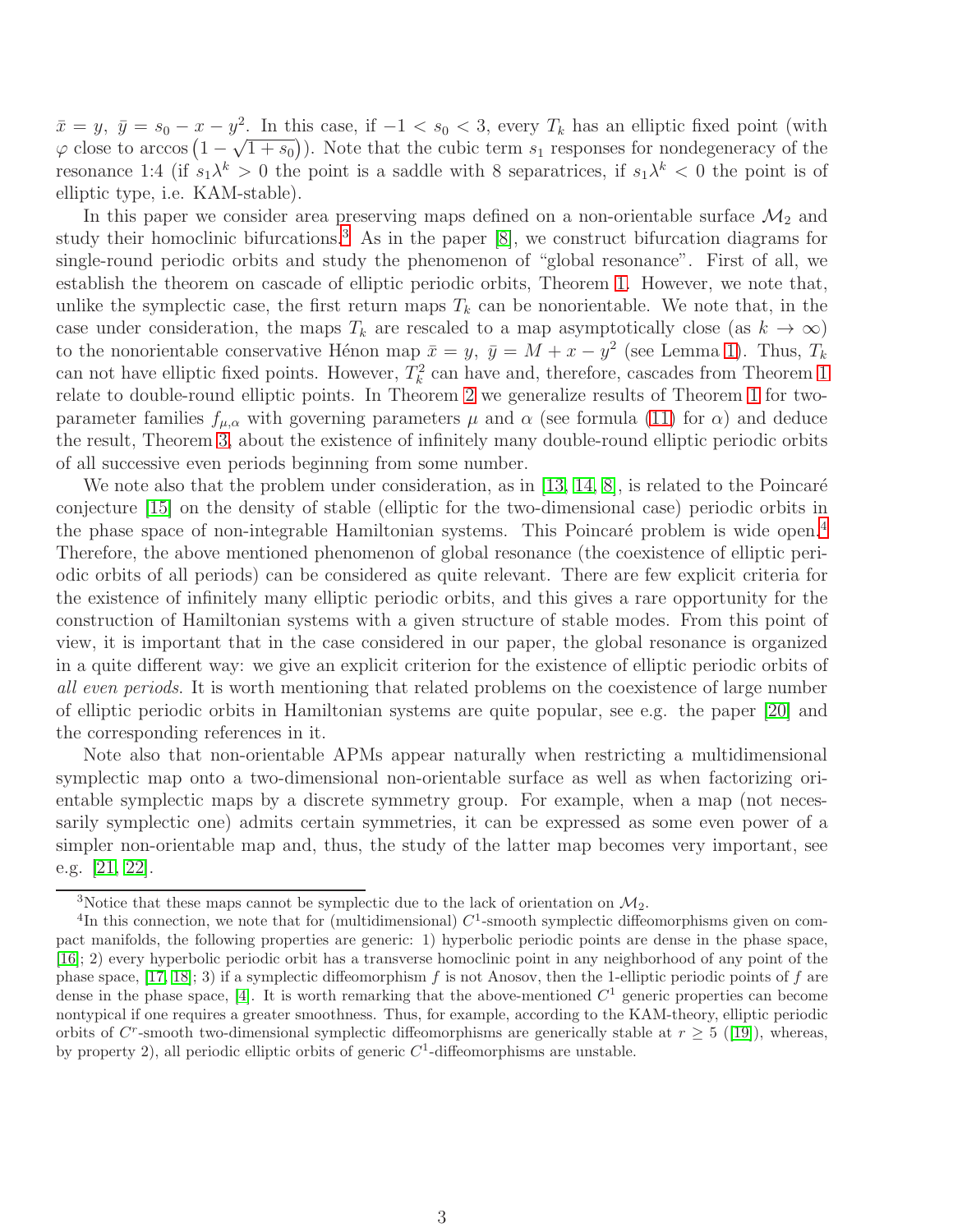$\bar{x} = y,\ \bar{y} = s_0 - x - y^2$. In this case, if $-1 < s_0 < 3$, every $T_k$ has an elliptic fixed point (with $\varphi$ close to $\arccos\left(1 - \sqrt{1+s_0}\right)$). Note that the cubic term $s_1$ responses for nondegeneracy of the resonance 1:4 (if $s_1\lambda^k > 0$ the point is a saddle with 8 separatrices, if $s_1\lambda^k < 0$ the point is of elliptic type, i.e. KAM-stable).

In this paper we consider area preserving maps defined on a non-orientable surface $\mathcal{M}_2$ and study their homoclinic bifurcations.[3] As in the paper [8], we construct bifurcation diagrams for single-round periodic orbits and study the phenomenon of "global resonance". First of all, we establish the theorem on cascade of elliptic periodic orbits, Theorem 1. However, we note that, unlike the symplectic case, the first return maps $T_k$ can be nonorientable. We note that, in the case under consideration, the maps $T_k$ are rescaled to a map asymptotically close (as $k \to \infty$) to the nonorientable conservative Hénon map $\bar{x} = y,\ \bar{y} = M + x - y^2$ (see Lemma 1). Thus, $T_k$ can not have elliptic fixed points. However, $T_k^2$ can have and, therefore, cascades from Theorem 1 relate to double-round elliptic points. In Theorem 2 we generalize results of Theorem 1 for two-parameter families $f_{\mu,\alpha}$ with governing parameters $\mu$ and $\alpha$ (see formula (11) for $\alpha$) and deduce the result, Theorem 3, about the existence of infinitely many double-round elliptic periodic orbits of all successive even periods beginning from some number.

We note also that the problem under consideration, as in [13, 14, 8], is related to the Poincaré conjecture [15] on the density of stable (elliptic for the two-dimensional case) periodic orbits in the phase space of non-integrable Hamiltonian systems. This Poincaré problem is wide open.[4] Therefore, the above mentioned phenomenon of global resonance (the coexistence of elliptic periodic orbits of all periods) can be considered as quite relevant. There are few explicit criteria for the existence of infinitely many elliptic periodic orbits, and this gives a rare opportunity for the construction of Hamiltonian systems with a given structure of stable modes. From this point of view, it is important that in the case considered in our paper, the global resonance is organized in a quite different way: we give an explicit criterion for the existence of elliptic periodic orbits of *all even periods*. It is worth mentioning that related problems on the coexistence of large number of elliptic periodic orbits in Hamiltonian systems are quite popular, see e.g. the paper [20] and the corresponding references in it.

Note also that non-orientable APMs appear naturally when restricting a multidimensional symplectic map onto a two-dimensional non-orientable surface as well as when factorizing orientable symplectic maps by a discrete symmetry group. For example, when a map (not necessarily symplectic one) admits certain symmetries, it can be expressed as some even power of a simpler non-orientable map and, thus, the study of the latter map becomes very important, see e.g. [21, 22].

---

[3] Notice that these maps cannot be symplectic due to the lack of orientation on $\mathcal{M}_2$.

[4] In this connection, we note that for (multidimensional) $C^1$-smooth symplectic diffeomorphisms given on compact manifolds, the following properties are generic: 1) hyperbolic periodic points are dense in the phase space, [16]; 2) every hyperbolic periodic orbit has a transverse homoclinic point in any neighborhood of any point of the phase space, [17, 18]; 3) if a symplectic diffeomorphism $f$ is not Anosov, then the 1-elliptic periodic points of $f$ are dense in the phase space, [4]. It is worth remarking that the above-mentioned $C^1$ generic properties can become nontypical if one requires a greater smoothness. Thus, for example, according to the KAM-theory, elliptic periodic orbits of $C^r$-smooth two-dimensional symplectic diffeomorphisms are generically stable at $r \geq 5$ ([19]), whereas, by property 2), all periodic elliptic orbits of generic $C^1$-diffeomorphisms are unstable.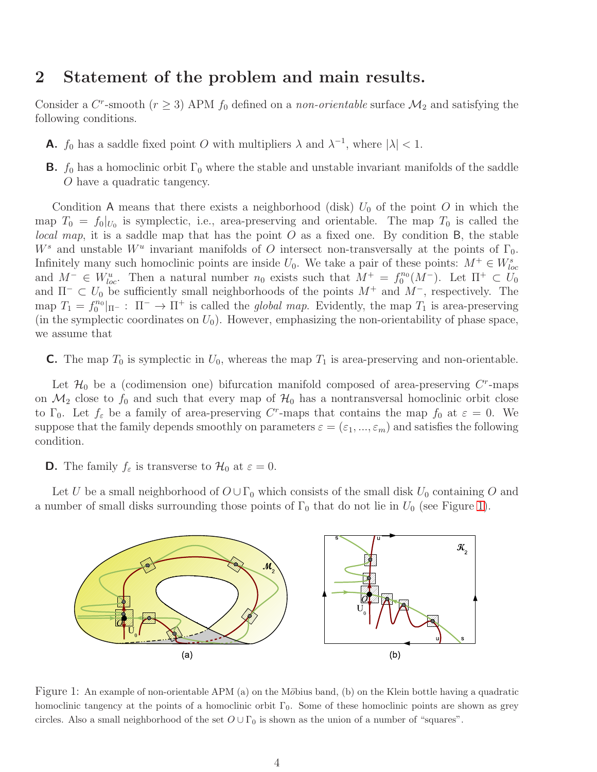## 2 Statement of the problem and main results.

Consider a $C^r$-smooth ($r \geq 3$) APM $f_0$ defined on a *non-orientable* surface $\mathcal{M}_2$ and satisfying the following conditions.

- **A.** $f_0$ has a saddle fixed point $O$ with multipliers $\lambda$ and $\lambda^{-1}$, where $|\lambda| < 1$.
- **B.** $f_0$ has a homoclinic orbit $\Gamma_0$ where the stable and unstable invariant manifolds of the saddle $O$ have a quadratic tangency.

Condition A means that there exists a neighborhood (disk) $U_0$ of the point $O$ in which the map $T_0 = f_0|_{U_0}$ is symplectic, i.e., area-preserving and orientable. The map $T_0$ is called the *local map*, it is a saddle map that has the point $O$ as a fixed one. By condition B, the stable $W^s$ and unstable $W^u$ invariant manifolds of $O$ intersect non-transversally at the points of $\Gamma_0$. Infinitely many such homoclinic points are inside $U_0$. We take a pair of these points: $M^+ \in W^s_{loc}$ and $M^- \in W^u_{loc}$. Then a natural number $n_0$ exists such that $M^+ = f_0^{n_0}(M^-)$. Let $\Pi^+ \subset U_0$ and $\Pi^- \subset U_0$ be sufficiently small neighborhoods of the points $M^+$ and $M^-$, respectively. The map $T_1 = f_0^{n_0}|_{\Pi^-} : \ \Pi^- \to \Pi^+$ is called the *global map*. Evidently, the map $T_1$ is area-preserving (in the symplectic coordinates on $U_0$). However, emphasizing the non-orientability of phase space, we assume that

- **C.** The map $T_0$ is symplectic in $U_0$, whereas the map $T_1$ is area-preserving and non-orientable.

Let $\mathcal{H}_0$ be a (codimension one) bifurcation manifold composed of area-preserving $C^r$-maps on $\mathcal{M}_2$ close to $f_0$ and such that every map of $\mathcal{H}_0$ has a nontransversal homoclinic orbit close to $\Gamma_0$. Let $f_\varepsilon$ be a family of area-preserving $C^r$-maps that contains the map $f_0$ at $\varepsilon = 0$. We suppose that the family depends smoothly on parameters $\varepsilon = (\varepsilon_1, ..., \varepsilon_m)$ and satisfies the following condition.

- **D.** The family $f_\varepsilon$ is transverse to $\mathcal{H}_0$ at $\varepsilon = 0$.

Let $U$ be a small neighborhood of $O \cup \Gamma_0$ which consists of the small disk $U_0$ containing $O$ and a number of small disks surrounding those points of $\Gamma_0$ that do not lie in $U_0$ (see Figure 1).

Figure 1: An example of non-orientable APM (a) on the Möbius band, (b) on the Klein bottle having a quadratic homoclinic tangency at the points of a homoclinic orbit $\Gamma_0$. Some of these homoclinic points are shown as grey circles. Also a small neighborhood of the set $O \cup \Gamma_0$ is shown as the union of a number of "squares".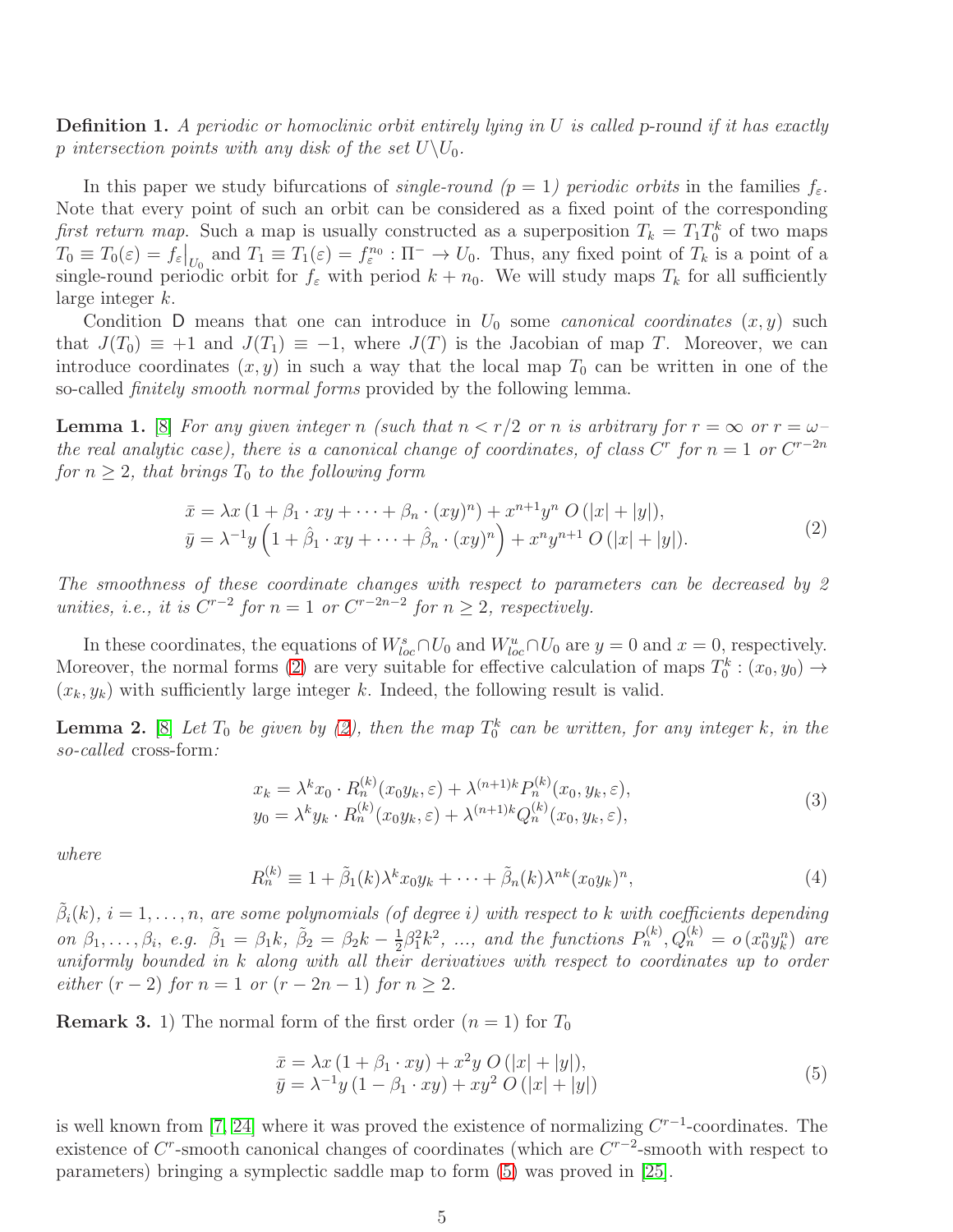**Definition 1.** *A periodic or homoclinic orbit entirely lying in $U$ is called* p-round *if it has exactly $p$ intersection points with any disk of the set $U \backslash U_0$.*

In this paper we study bifurcations of *single-round ($p = 1$) periodic orbits* in the families $f_\varepsilon$. Note that every point of such an orbit can be considered as a fixed point of the corresponding *first return map*. Such a map is usually constructed as a superposition $T_k = T_1 T_0^k$ of two maps $T_0 \equiv T_0(\varepsilon) = f_\varepsilon\big|_{U_0}$ and $T_1 \equiv T_1(\varepsilon) = f_\varepsilon^{n_0} : \Pi^- \to U_0$. Thus, any fixed point of $T_k$ is a point of a single-round periodic orbit for $f_\varepsilon$ with period $k + n_0$. We will study maps $T_k$ for all sufficiently large integer $k$.

Condition D means that one can introduce in $U_0$ some *canonical coordinates* $(x, y)$ such that $J(T_0) \equiv +1$ and $J(T_1) \equiv -1$, where $J(T)$ is the Jacobian of map $T$. Moreover, we can introduce coordinates $(x, y)$ in such a way that the local map $T_0$ can be written in one of the so-called *finitely smooth normal forms* provided by the following lemma.

**Lemma 1.** [8] *For any given integer $n$ (such that $n < r/2$ or $n$ is arbitrary for $r = \infty$ or $r = \omega$– the real analytic case), there is a canonical change of coordinates, of class $C^r$ for $n = 1$ or $C^{r-2n}$ for $n \geq 2$, that brings $T_0$ to the following form*

$$
\begin{aligned}
\bar{x} &= \lambda x \left(1 + \beta_1 \cdot xy + \cdots + \beta_n \cdot (xy)^n\right) + x^{n+1} y^n \, O(|x| + |y|), \\
\bar{y} &= \lambda^{-1} y \left(1 + \hat{\beta}_1 \cdot xy + \cdots + \hat{\beta}_n \cdot (xy)^n\right) + x^n y^{n+1} \, O(|x| + |y|).
\end{aligned}
\tag{2}
$$

*The smoothness of these coordinate changes with respect to parameters can be decreased by 2 unities, i.e., it is $C^{r-2}$ for $n = 1$ or $C^{r-2n-2}$ for $n \geq 2$, respectively.*

In these coordinates, the equations of $W^s_{loc} \cap U_0$ and $W^u_{loc} \cap U_0$ are $y = 0$ and $x = 0$, respectively. Moreover, the normal forms (2) are very suitable for effective calculation of maps $T_0^k : (x_0, y_0) \to (x_k, y_k)$ with sufficiently large integer $k$. Indeed, the following result is valid.

**Lemma 2.** [8] *Let $T_0$ be given by (2), then the map $T_0^k$ can be written, for any integer $k$, in the so-called* cross-form*:*

$$
\begin{aligned}
x_k &= \lambda^k x_0 \cdot R_n^{(k)}(x_0 y_k, \varepsilon) + \lambda^{(n+1)k} P_n^{(k)}(x_0, y_k, \varepsilon), \\
y_0 &= \lambda^k y_k \cdot R_n^{(k)}(x_0 y_k, \varepsilon) + \lambda^{(n+1)k} Q_n^{(k)}(x_0, y_k, \varepsilon),
\end{aligned}
\tag{3}
$$

*where*

$$
R_n^{(k)} \equiv 1 + \tilde{\beta}_1(k) \lambda^k x_0 y_k + \cdots + \tilde{\beta}_n(k) \lambda^{nk} (x_0 y_k)^n,
\tag{4}
$$

*$\tilde{\beta}_i(k)$, $i = 1, \ldots, n$, are some polynomials (of degree $i$) with respect to $k$ with coefficients depending on $\beta_1, \ldots, \beta_i$, e.g. $\tilde{\beta}_1 = \beta_1 k$, $\tilde{\beta}_2 = \beta_2 k - \frac{1}{2}\beta_1^2 k^2$, ..., and the functions $P_n^{(k)}, Q_n^{(k)} = o(x_0^n y_k^n)$ are uniformly bounded in $k$ along with all their derivatives with respect to coordinates up to order either $(r-2)$ for $n = 1$ or $(r - 2n - 1)$ for $n \geq 2$.*

**Remark 3.** 1) The normal form of the first order ($n = 1$) for $T_0$

$$
\begin{aligned}
\bar{x} &= \lambda x \left(1 + \beta_1 \cdot xy\right) + x^2 y \, O(|x| + |y|), \\
\bar{y} &= \lambda^{-1} y \left(1 - \beta_1 \cdot xy\right) + x y^2 \, O(|x| + |y|)
\end{aligned}
\tag{5}
$$

is well known from [7, 24] where it was proved the existence of normalizing $C^{r-1}$-coordinates. The existence of $C^r$-smooth canonical changes of coordinates (which are $C^{r-2}$-smooth with respect to parameters) bringing a symplectic saddle map to form (5) was proved in [25].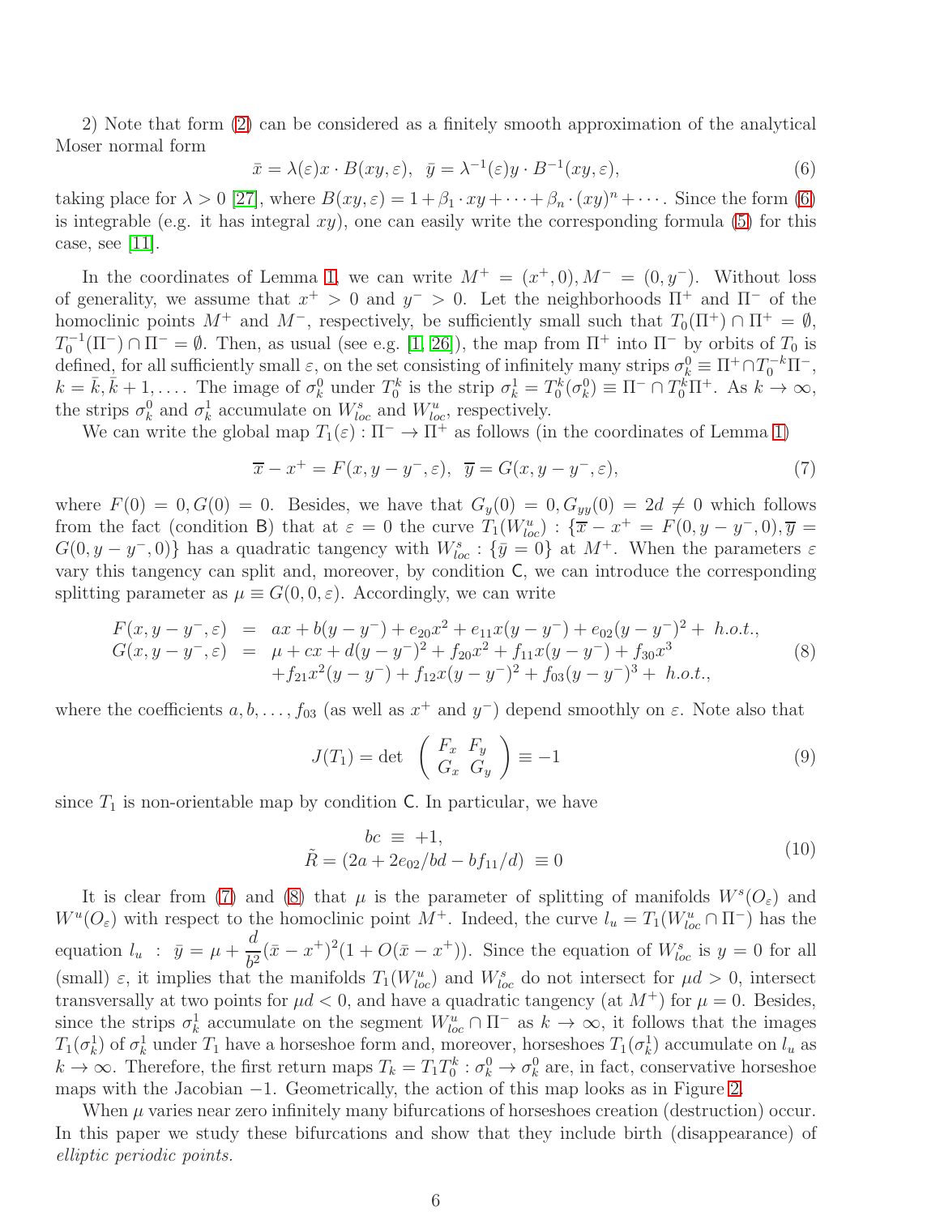2) Note that form (2) can be considered as a finitely smooth approximation of the analytical Moser normal form

$$\bar{x} = \lambda(\varepsilon)x \cdot B(xy, \varepsilon), \;\; \bar{y} = \lambda^{-1}(\varepsilon)y \cdot B^{-1}(xy, \varepsilon), \tag{6}$$

taking place for $\lambda > 0$ [27], where $B(xy, \varepsilon) = 1 + \beta_1 \cdot xy + \cdots + \beta_n \cdot (xy)^n + \cdots$. Since the form (6) is integrable (e.g. it has integral $xy$), one can easily write the corresponding formula (5) for this case, see [11].

In the coordinates of Lemma 1, we can write $M^+ = (x^+, 0), M^- = (0, y^-)$. Without loss of generality, we assume that $x^+ > 0$ and $y^- > 0$. Let the neighborhoods $\Pi^+$ and $\Pi^-$ of the homoclinic points $M^+$ and $M^-$, respectively, be sufficiently small such that $T_0(\Pi^+) \cap \Pi^+ = \emptyset$, $T_0^{-1}(\Pi^-) \cap \Pi^- = \emptyset$. Then, as usual (see e.g. [1, 26]), the map from $\Pi^+$ into $\Pi^-$ by orbits of $T_0$ is defined, for all sufficiently small $\varepsilon$, on the set consisting of infinitely many strips $\sigma_k^0 \equiv \Pi^+ \cap T_0^{-k}\Pi^-$, $k = \bar{k}, \bar{k}+1, \ldots$. The image of $\sigma_k^0$ under $T_0^k$ is the strip $\sigma_k^1 = T_0^k(\sigma_k^0) \equiv \Pi^- \cap T_0^k \Pi^+$. As $k \to \infty$, the strips $\sigma_k^0$ and $\sigma_k^1$ accumulate on $W^s_{loc}$ and $W^u_{loc}$, respectively.

We can write the global map $T_1(\varepsilon) : \Pi^- \to \Pi^+$ as follows (in the coordinates of Lemma 1)

$$\overline{x} - x^+ = F(x, y - y^-, \varepsilon), \;\; \overline{y} = G(x, y - y^-, \varepsilon), \tag{7}$$

where $F(0) = 0, G(0) = 0$. Besides, we have that $G_y(0) = 0, G_{yy}(0) = 2d \neq 0$ which follows from the fact (condition B) that at $\varepsilon = 0$ the curve $T_1(W^u_{loc}) : \{\overline{x} - x^+ = F(0, y - y^-, 0), \overline{y} = G(0, y - y^-, 0)\}$ has a quadratic tangency with $W^s_{loc} : \{\bar{y} = 0\}$ at $M^+$. When the parameters $\varepsilon$ vary this tangency can split and, moreover, by condition C, we can introduce the corresponding splitting parameter as $\mu \equiv G(0, 0, \varepsilon)$. Accordingly, we can write

$$\begin{array}{rcl}
F(x, y - y^-, \varepsilon) & = & ax + b(y - y^-) + e_{20}x^2 + e_{11}x(y - y^-) + e_{02}(y - y^-)^2 + \; h.o.t., \\
G(x, y - y^-, \varepsilon) & = & \mu + cx + d(y - y^-)^2 + f_{20}x^2 + f_{11}x(y - y^-) + f_{30}x^3 \\
 & & + f_{21}x^2(y - y^-) + f_{12}x(y - y^-)^2 + f_{03}(y - y^-)^3 + \; h.o.t.,
\end{array} \tag{8}$$

where the coefficients $a, b, \ldots, f_{03}$ (as well as $x^+$ and $y^-$) depend smoothly on $\varepsilon$. Note also that

$$J(T_1) = \det \begin{pmatrix} F_x & F_y \\ G_x & G_y \end{pmatrix} \equiv -1 \tag{9}$$

since $T_1$ is non-orientable map by condition C. In particular, we have

$$\begin{array}{c}
bc \; \equiv \; +1, \\
\tilde{R} = (2a + 2e_{02}/bd - bf_{11}/d) \; \equiv 0
\end{array} \tag{10}$$

It is clear from (7) and (8) that $\mu$ is the parameter of splitting of manifolds $W^s(O_\varepsilon)$ and $W^u(O_\varepsilon)$ with respect to the homoclinic point $M^+$. Indeed, the curve $l_u = T_1(W^u_{loc} \cap \Pi^-)$ has the equation $l_u \; : \; \bar{y} = \mu + \dfrac{d}{b^2}(\bar{x} - x^+)^2(1 + O(\bar{x} - x^+))$. Since the equation of $W^s_{loc}$ is $y = 0$ for all (small) $\varepsilon$, it implies that the manifolds $T_1(W^u_{loc})$ and $W^s_{loc}$ do not intersect for $\mu d > 0$, intersect transversally at two points for $\mu d < 0$, and have a quadratic tangency (at $M^+$) for $\mu = 0$. Besides, since the strips $\sigma_k^1$ accumulate on the segment $W^u_{loc} \cap \Pi^-$ as $k \to \infty$, it follows that the images $T_1(\sigma_k^1)$ of $\sigma_k^1$ under $T_1$ have a horseshoe form and, moreover, horseshoes $T_1(\sigma_k^1)$ accumulate on $l_u$ as $k \to \infty$. Therefore, the first return maps $T_k = T_1 T_0^k : \sigma_k^0 \to \sigma_k^0$ are, in fact, conservative horseshoe maps with the Jacobian $-1$. Geometrically, the action of this map looks as in Figure 2.

When $\mu$ varies near zero infinitely many bifurcations of horseshoes creation (destruction) occur. In this paper we study these bifurcations and show that they include birth (disappearance) of *elliptic periodic points.*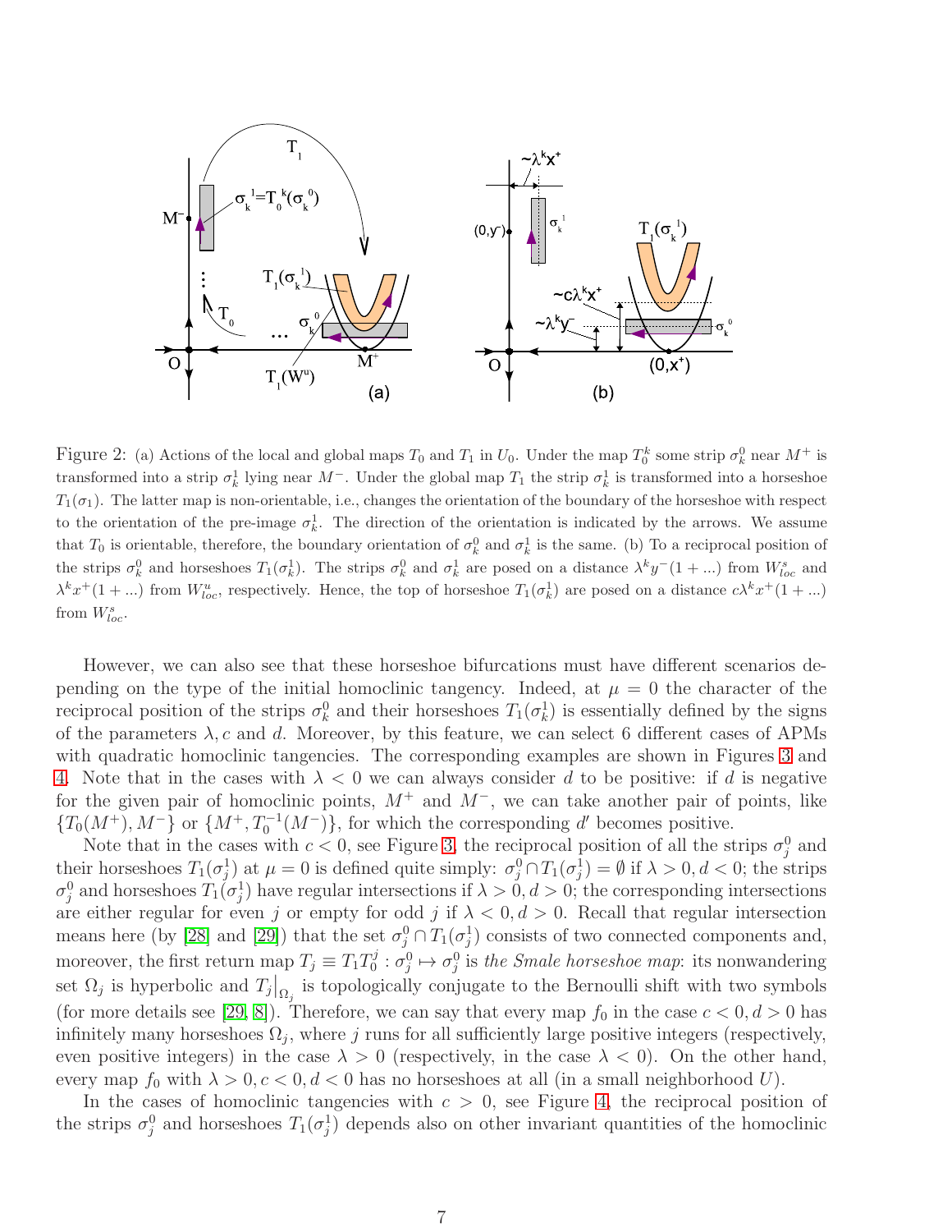Figure 2: (a) Actions of the local and global maps $T_0$ and $T_1$ in $U_0$. Under the map $T_0^k$ some strip $\sigma_k^0$ near $M^+$ is transformed into a strip $\sigma_k^1$ lying near $M^-$. Under the global map $T_1$ the strip $\sigma_k^1$ is transformed into a horseshoe $T_1(\sigma_1)$. The latter map is non-orientable, i.e., changes the orientation of the boundary of the horseshoe with respect to the orientation of the pre-image $\sigma_k^1$. The direction of the orientation is indicated by the arrows. We assume that $T_0$ is orientable, therefore, the boundary orientation of $\sigma_k^0$ and $\sigma_k^1$ is the same. (b) To a reciprocal position of the strips $\sigma_k^0$ and horseshoes $T_1(\sigma_k^1)$. The strips $\sigma_k^0$ and $\sigma_k^1$ are posed on a distance $\lambda^k y^-(1+...)$ from $W^s_{loc}$ and $\lambda^k x^+(1+...)$ from $W^u_{loc}$, respectively. Hence, the top of horseshoe $T_1(\sigma_k^1)$ are posed on a distance $c\lambda^k x^+(1+...)$ from $W^s_{loc}$.

However, we can also see that these horseshoe bifurcations must have different scenarios depending on the type of the initial homoclinic tangency. Indeed, at $\mu = 0$ the character of the reciprocal position of the strips $\sigma_k^0$ and their horseshoes $T_1(\sigma_k^1)$ is essentially defined by the signs of the parameters $\lambda, c$ and $d$. Moreover, by this feature, we can select 6 different cases of APMs with quadratic homoclinic tangencies. The corresponding examples are shown in Figures 3 and 4. Note that in the cases with $\lambda < 0$ we can always consider $d$ to be positive: if $d$ is negative for the given pair of homoclinic points, $M^+$ and $M^-$, we can take another pair of points, like $\{T_0(M^+), M^-\}$ or $\{M^+, T_0^{-1}(M^-)\}$, for which the corresponding $d'$ becomes positive.

Note that in the cases with $c < 0$, see Figure 3, the reciprocal position of all the strips $\sigma_j^0$ and their horseshoes $T_1(\sigma_j^1)$ at $\mu = 0$ is defined quite simply: $\sigma_j^0 \cap T_1(\sigma_j^1) = \emptyset$ if $\lambda > 0, d < 0$; the strips $\sigma_j^0$ and horseshoes $T_1(\sigma_j^1)$ have regular intersections if $\lambda > 0, d > 0$; the corresponding intersections are either regular for even $j$ or empty for odd $j$ if $\lambda < 0, d > 0$. Recall that regular intersection means here (by [28] and [29]) that the set $\sigma_j^0 \cap T_1(\sigma_j^1)$ consists of two connected components and, moreover, the first return map $T_j \equiv T_1 T_0^j : \sigma_j^0 \mapsto \sigma_j^0$ is *the Smale horseshoe map*: its nonwandering set $\Omega_j$ is hyperbolic and $T_j\big|_{\Omega_j}$ is topologically conjugate to the Bernoulli shift with two symbols (for more details see [29, 8]). Therefore, we can say that every map $f_0$ in the case $c < 0, d > 0$ has infinitely many horseshoes $\Omega_j$, where $j$ runs for all sufficiently large positive integers (respectively, even positive integers) in the case $\lambda > 0$ (respectively, in the case $\lambda < 0$). On the other hand, every map $f_0$ with $\lambda > 0, c < 0, d < 0$ has no horseshoes at all (in a small neighborhood $U$).

In the cases of homoclinic tangencies with $c > 0$, see Figure 4, the reciprocal position of the strips $\sigma_j^0$ and horseshoes $T_1(\sigma_j^1)$ depends also on other invariant quantities of the homoclinic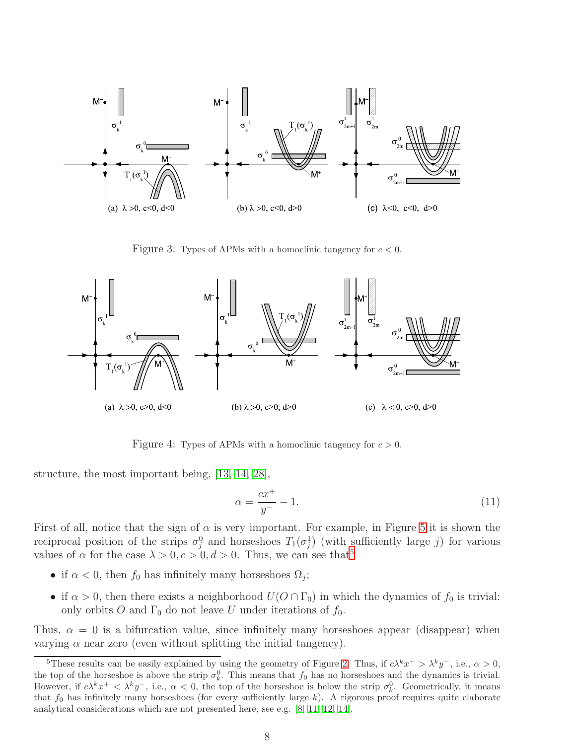Figure 3: Types of APMs with a homoclinic tangency for $c < 0$.

Figure 4: Types of APMs with a homoclinic tangency for $c > 0$.

structure, the most important being, [13, 14, 28],

$$\alpha = \frac{cx^+}{y^-} - 1. \tag{11}$$

First of all, notice that the sign of $\alpha$ is very important. For example, in Figure 5 it is shown the reciprocal position of the strips $\sigma_j^0$ and horseshoes $T_1(\sigma_j^1)$ (with sufficiently large $j$) for various values of $\alpha$ for the case $\lambda > 0, c > 0, d > 0$. Thus, we can see that[5]

- if $\alpha < 0$, then $f_0$ has infinitely many horseshoes $\Omega_j$;
- if $\alpha > 0$, then there exists a neighborhood $U(O \cap \Gamma_0)$ in which the dynamics of $f_0$ is trivial: only orbits $O$ and $\Gamma_0$ do not leave $U$ under iterations of $f_0$.

Thus, $\alpha = 0$ is a bifurcation value, since infinitely many horseshoes appear (disappear) when varying $\alpha$ near zero (even without splitting the initial tangency).

[5] These results can be easily explained by using the geometry of Figure 2. Thus, if $c\lambda^k x^+ > \lambda^k y^-$, i.e., $\alpha > 0$, the top of the horseshoe is above the strip $\sigma_k^0$. This means that $f_0$ has no horseshoes and the dynamics is trivial. However, if $c\lambda^k x^+ < \lambda^k y^-$, i.e., $\alpha < 0$, the top of the horseshoe is below the strip $\sigma_k^0$. Geometrically, it means that $f_0$ has infinitely many horseshoes (for every sufficiently large $k$). A rigorous proof requires quite elaborate analytical considerations which are not presented here, see e.g. [8, 11, 12, 14].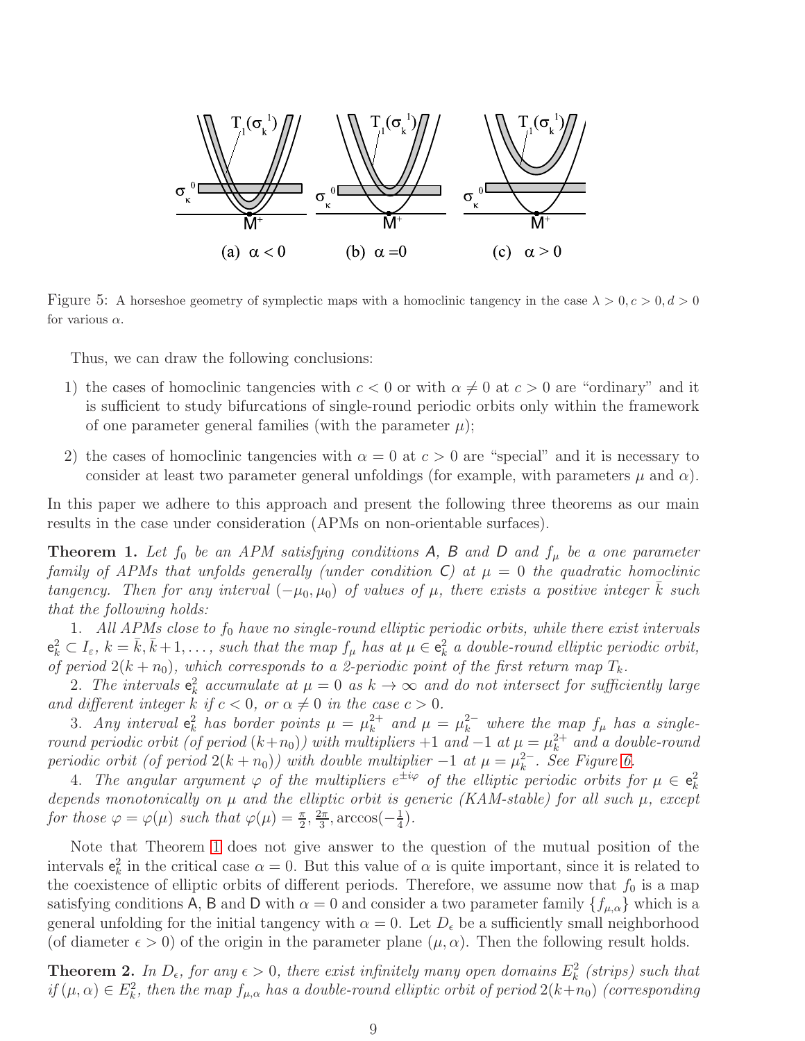Figure 5: A horseshoe geometry of symplectic maps with a homoclinic tangency in the case $\lambda > 0, c > 0, d > 0$ for various $\alpha$.

Thus, we can draw the following conclusions:

1) the cases of homoclinic tangencies with $c < 0$ or with $\alpha \neq 0$ at $c > 0$ are "ordinary" and it is sufficient to study bifurcations of single-round periodic orbits only within the framework of one parameter general families (with the parameter $\mu$);

2) the cases of homoclinic tangencies with $\alpha = 0$ at $c > 0$ are "special" and it is necessary to consider at least two parameter general unfoldings (for example, with parameters $\mu$ and $\alpha$).

In this paper we adhere to this approach and present the following three theorems as our main results in the case under consideration (APMs on non-orientable surfaces).

**Theorem 1.** *Let $f_0$ be an APM satisfying conditions A, B and D and $f_\mu$ be a one parameter family of APMs that unfolds generally (under condition C) at $\mu = 0$ the quadratic homoclinic tangency. Then for any interval $(-\mu_0, \mu_0)$ of values of $\mu$, there exists a positive integer $\bar{k}$ such that the following holds:*

*1. All APMs close to $f_0$ have no single-round elliptic periodic orbits, while there exist intervals $\mathsf{e}_k^2 \subset I_\varepsilon$, $k = \bar{k}, \bar{k}+1, \ldots$, such that the map $f_\mu$ has at $\mu \in \mathsf{e}_k^2$ a double-round elliptic periodic orbit, of period $2(k + n_0)$, which corresponds to a 2-periodic point of the first return map $T_k$.*

*2. The intervals $\mathsf{e}_k^2$ accumulate at $\mu = 0$ as $k \to \infty$ and do not intersect for sufficiently large and different integer $k$ if $c < 0$, or $\alpha \neq 0$ in the case $c > 0$.*

*3. Any interval $\mathsf{e}_k^2$ has border points $\mu = \mu_k^{2+}$ and $\mu = \mu_k^{2-}$ where the map $f_\mu$ has a single-round periodic orbit (of period $(k+n_0)$) with multipliers $+1$ and $-1$ at $\mu = \mu_k^{2+}$ and a double-round periodic orbit (of period $2(k + n_0)$) with double multiplier $-1$ at $\mu = \mu_k^{2-}$. See Figure 6.*

*4. The angular argument $\varphi$ of the multipliers $e^{\pm i\varphi}$ of the elliptic periodic orbits for $\mu \in \mathsf{e}_k^2$ depends monotonically on $\mu$ and the elliptic orbit is generic (KAM-stable) for all such $\mu$, except for those $\varphi = \varphi(\mu)$ such that $\varphi(\mu) = \frac{\pi}{2}, \frac{2\pi}{3}, \arccos(-\frac{1}{4})$.*

Note that Theorem 1 does not give answer to the question of the mutual position of the intervals $\mathsf{e}_k^2$ in the critical case $\alpha = 0$. But this value of $\alpha$ is quite important, since it is related to the coexistence of elliptic orbits of different periods. Therefore, we assume now that $f_0$ is a map satisfying conditions A, B and D with $\alpha = 0$ and consider a two parameter family $\{f_{\mu,\alpha}\}$ which is a general unfolding for the initial tangency with $\alpha = 0$. Let $D_\epsilon$ be a sufficiently small neighborhood (of diameter $\epsilon > 0$) of the origin in the parameter plane $(\mu, \alpha)$. Then the following result holds.

**Theorem 2.** *In $D_\epsilon$, for any $\epsilon > 0$, there exist infinitely many open domains $E_k^2$ (strips) such that if $(\mu, \alpha) \in E_k^2$, then the map $f_{\mu,\alpha}$ has a double-round elliptic orbit of period $2(k+n_0)$ (corresponding*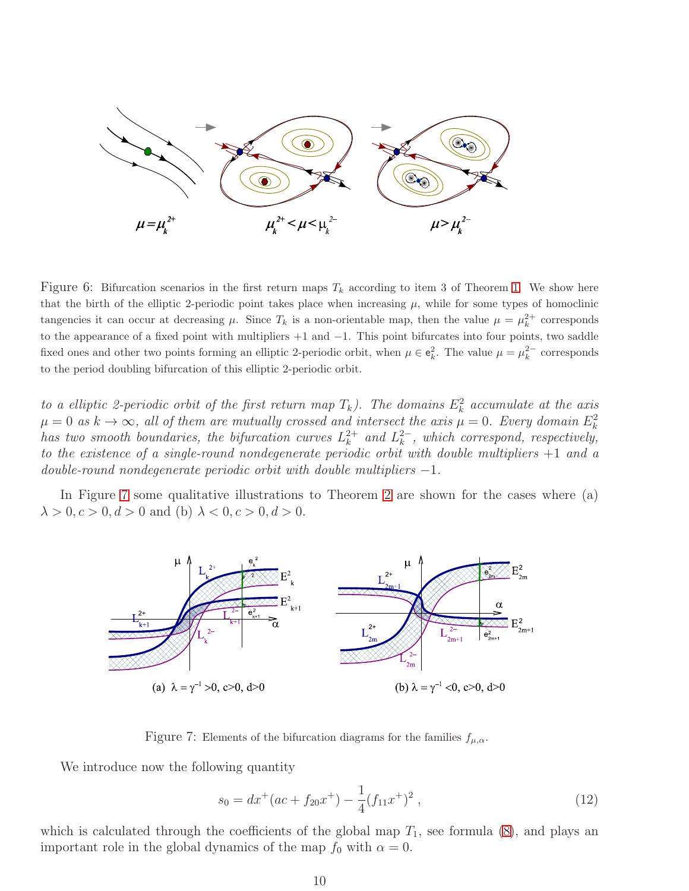Figure 6: Bifurcation scenarios in the first return maps $T_k$ according to item 3 of Theorem 1. We show here that the birth of the elliptic 2-periodic point takes place when increasing $\mu$, while for some types of homoclinic tangencies it can occur at decreasing $\mu$. Since $T_k$ is a non-orientable map, then the value $\mu = \mu_k^{2+}$ corresponds to the appearance of a fixed point with multipliers $+1$ and $-1$. This point bifurcates into four points, two saddle fixed ones and other two points forming an elliptic 2-periodic orbit, when $\mu \in \mathrm{e}_k^2$. The value $\mu = \mu_k^{2-}$ corresponds to the period doubling bifurcation of this elliptic 2-periodic orbit.

*to a elliptic 2-periodic orbit of the first return map $T_k$). The domains $E_k^2$ accumulate at the axis $\mu = 0$ as $k \to \infty$, all of them are mutually crossed and intersect the axis $\mu = 0$. Every domain $E_k^2$ has two smooth boundaries, the bifurcation curves $L_k^{2+}$ and $L_k^{2-}$, which correspond, respectively, to the existence of a single-round nondegenerate periodic orbit with double multipliers $+1$ and a double-round nondegenerate periodic orbit with double multipliers $-1$.*

In Figure 7 some qualitative illustrations to Theorem 2 are shown for the cases where (a) $\lambda > 0, c > 0, d > 0$ and (b) $\lambda < 0, c > 0, d > 0$.

Figure 7: Elements of the bifurcation diagrams for the families $f_{\mu,\alpha}$.

We introduce now the following quantity

$$s_0 = dx^+(ac + f_{20}x^+) - \frac{1}{4}(f_{11}x^+)^2 \,, \tag{12}$$

which is calculated through the coefficients of the global map $T_1$, see formula (8), and plays an important role in the global dynamics of the map $f_0$ with $\alpha = 0$.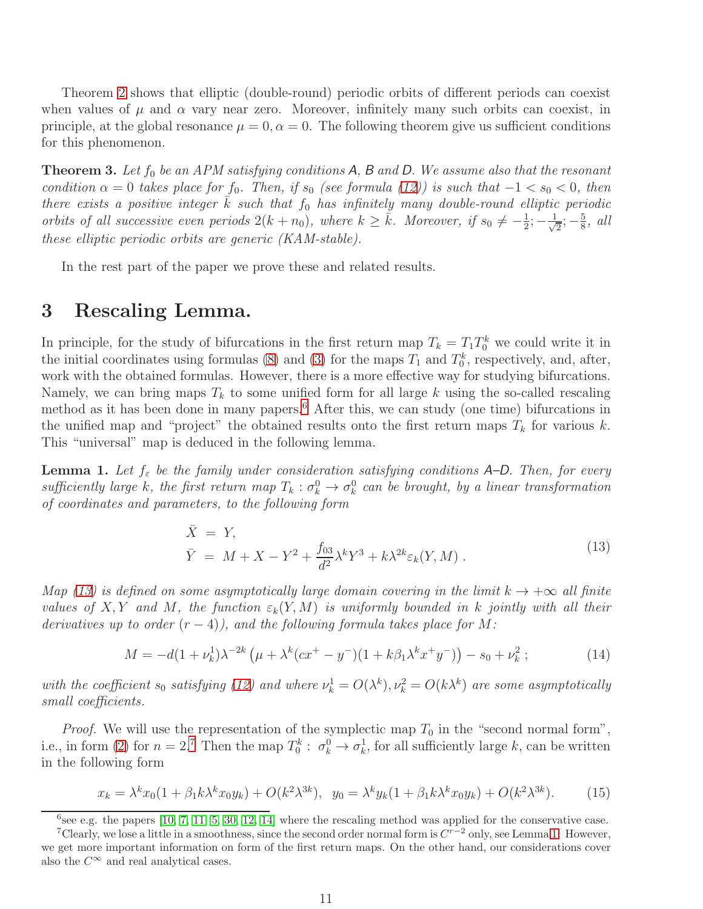Theorem 2 shows that elliptic (double-round) periodic orbits of different periods can coexist when values of $\mu$ and $\alpha$ vary near zero. Moreover, infinitely many such orbits can coexist, in principle, at the global resonance $\mu = 0, \alpha = 0$. The following theorem give us sufficient conditions for this phenomenon.

**Theorem 3.** *Let $f_0$ be an APM satisfying conditions A, B and D. We assume also that the resonant condition $\alpha = 0$ takes place for $f_0$. Then, if $s_0$ (see formula (12)) is such that $-1 < s_0 < 0$, then there exists a positive integer $\bar{k}$ such that $f_0$ has infinitely many double-round elliptic periodic orbits of all successive even periods $2(k + n_0)$, where $k \geq \bar{k}$. Moreover, if $s_0 \neq -\frac{1}{2}; -\frac{1}{\sqrt{2}}; -\frac{5}{8}$, all these elliptic periodic orbits are generic (KAM-stable).*

In the rest part of the paper we prove these and related results.

## 3 Rescaling Lemma.

In principle, for the study of bifurcations in the first return map $T_k = T_1 T_0^k$ we could write it in the initial coordinates using formulas (8) and (3) for the maps $T_1$ and $T_0^k$, respectively, and, after, work with the obtained formulas. However, there is a more effective way for studying bifurcations. Namely, we can bring maps $T_k$ to some unified form for all large $k$ using the so-called rescaling method as it has been done in many papers.[6] After this, we can study (one time) bifurcations in the unified map and "project" the obtained results onto the first return maps $T_k$ for various $k$. This "universal" map is deduced in the following lemma.

**Lemma 1.** *Let $f_\varepsilon$ be the family under consideration satisfying conditions A–D. Then, for every sufficiently large $k$, the first return map $T_k : \sigma_k^0 \to \sigma_k^0$ can be brought, by a linear transformation of coordinates and parameters, to the following form*

$$
\begin{aligned}
\bar{X} &= Y, \\
\bar{Y} &= M + X - Y^2 + \frac{f_{03}}{d^2}\lambda^k Y^3 + k\lambda^{2k}\varepsilon_k(Y, M)\,.
\end{aligned}
\tag{13}
$$

*Map (13) is defined on some asymptotically large domain covering in the limit $k \to +\infty$ all finite values of $X, Y$ and $M$, the function $\varepsilon_k(Y, M)$ is uniformly bounded in $k$ jointly with all their derivatives up to order $(r-4)$), and the following formula takes place for $M$:*

$$
M = -d(1 + \nu_k^1)\lambda^{-2k}\left(\mu + \lambda^k(cx^+ - y^-)(1 + k\beta_1\lambda^k x^+ y^-)\right) - s_0 + \nu_k^2\,;
\tag{14}
$$

*with the coefficient $s_0$ satisfying (12) and where $\nu_k^1 = O(\lambda^k), \nu_k^2 = O(k\lambda^k)$ are some asymptotically small coefficients.*

*Proof.* We will use the representation of the symplectic map $T_0$ in the "second normal form", i.e., in form (2) for $n = 2$.[7] Then the map $T_0^k : \sigma_k^0 \to \sigma_k^1$, for all sufficiently large $k$, can be written in the following form

$$
x_k = \lambda^k x_0(1 + \beta_1 k\lambda^k x_0 y_k) + O(k^2\lambda^{3k}), \quad y_0 = \lambda^k y_k(1 + \beta_1 k\lambda^k x_0 y_k) + O(k^2\lambda^{3k}).
\tag{15}
$$

---

[6] see e.g. the papers [10, 7, 11, 5, 30, 12, 14] where the rescaling method was applied for the conservative case.

[7] Clearly, we lose a little in a smoothness, since the second order normal form is $C^{r-2}$ only, see Lemma 1. However, we get more important information on form of the first return maps. On the other hand, our considerations cover also the $C^\infty$ and real analytical cases.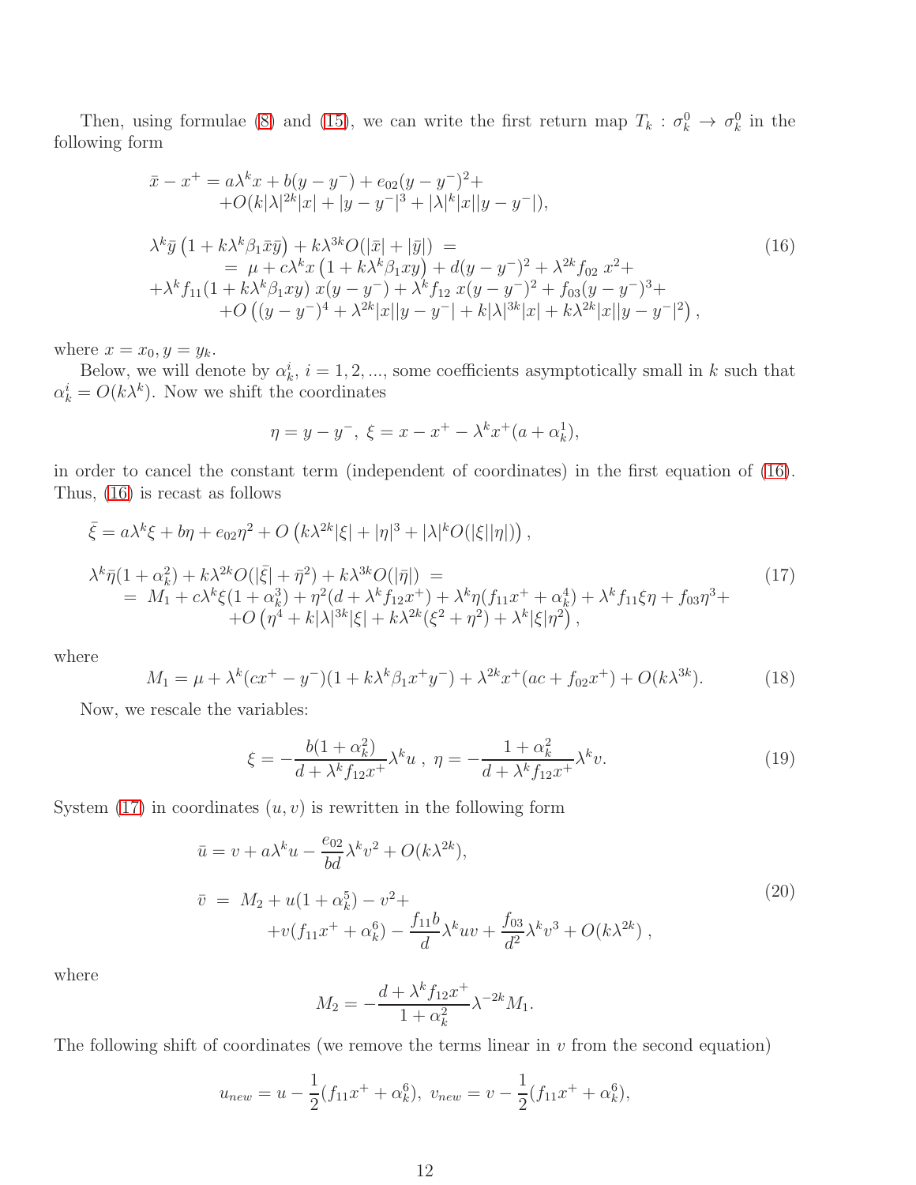Then, using formulae (8) and (15), we can write the first return map $T_k : \sigma_k^0 \to \sigma_k^0$ in the following form

$$
\begin{aligned}
&\bar{x} - x^+ = a\lambda^k x + b(y - y^-) + e_{02}(y - y^-)^2 + \\
&\qquad + O(k|\lambda|^{2k}|x| + |y - y^-|^3 + |\lambda|^k |x||y - y^-|), \\
&\lambda^k \bar{y}\left(1 + k\lambda^k \beta_1 \bar{x}\bar{y}\right) + k\lambda^{3k} O(|\bar{x}| + |\bar{y}|) = \\
&\quad = \mu + c\lambda^k x\left(1 + k\lambda^k \beta_1 xy\right) + d(y - y^-)^2 + \lambda^{2k} f_{02}\, x^2 + \\
&+ \lambda^k f_{11}(1 + k\lambda^k \beta_1 xy)\, x(y - y^-) + \lambda^k f_{12}\, x(y - y^-)^2 + f_{03}(y - y^-)^3 + \\
&\qquad + O\left((y - y^-)^4 + \lambda^{2k}|x||y - y^-| + k|\lambda|^{3k}|x| + k\lambda^{2k}|x||y - y^-|^2\right),
\end{aligned}
\tag{16}
$$

where $x = x_0, y = y_k$.

Below, we will denote by $\alpha_k^i$, $i = 1, 2, ...$, some coefficients asymptotically small in $k$ such that $\alpha_k^i = O(k\lambda^k)$. Now we shift the coordinates

$$
\eta = y - y^-,\ \xi = x - x^+ - \lambda^k x^+(a + \alpha_k^1),
$$

in order to cancel the constant term (independent of coordinates) in the first equation of (16). Thus, (16) is recast as follows

$$
\begin{aligned}
&\bar{\xi} = a\lambda^k \xi + b\eta + e_{02}\eta^2 + O\left(k\lambda^{2k}|\xi| + |\eta|^3 + |\lambda|^k O(|\xi||\eta|)\right), \\
&\lambda^k \bar{\eta}(1 + \alpha_k^2) + k\lambda^{2k} O(|\bar{\xi}| + \bar{\eta}^2) + k\lambda^{3k} O(|\bar{\eta}|) = \\
&= M_1 + c\lambda^k \xi(1 + \alpha_k^3) + \eta^2(d + \lambda^k f_{12} x^+) + \lambda^k \eta(f_{11}x^+ + \alpha_k^4) + \lambda^k f_{11}\xi\eta + f_{03}\eta^3 + \\
&\qquad + O\left(\eta^4 + k|\lambda|^{3k}|\xi| + k\lambda^{2k}(\xi^2 + \eta^2) + \lambda^k |\xi|\eta^2\right),
\end{aligned}
\tag{17}
$$

where

$$
M_1 = \mu + \lambda^k(cx^+ - y^-)(1 + k\lambda^k \beta_1 x^+ y^-) + \lambda^{2k} x^+(ac + f_{02}x^+) + O(k\lambda^{3k}).
\tag{18}
$$

Now, we rescale the variables:

$$
\xi = -\frac{b(1 + \alpha_k^2)}{d + \lambda^k f_{12}x^+}\lambda^k u\ ,\ \eta = -\frac{1 + \alpha_k^2}{d + \lambda^k f_{12}x^+}\lambda^k v.
\tag{19}
$$

System (17) in coordinates $(u, v)$ is rewritten in the following form

$$
\begin{aligned}
&\bar{u} = v + a\lambda^k u - \frac{e_{02}}{bd}\lambda^k v^2 + O(k\lambda^{2k}), \\
&\bar{v} \ = \ M_2 + u(1 + \alpha_k^5) - v^2 + \\
&\qquad + v(f_{11}x^+ + \alpha_k^6) - \frac{f_{11}b}{d}\lambda^k uv + \frac{f_{03}}{d^2}\lambda^k v^3 + O(k\lambda^{2k})\ ,
\end{aligned}
\tag{20}
$$

where

$$
M_2 = -\frac{d + \lambda^k f_{12}x^+}{1 + \alpha_k^2}\lambda^{-2k} M_1.
$$

The following shift of coordinates (we remove the terms linear in $v$ from the second equation)

$$
u_{new} = u - \frac{1}{2}(f_{11}x^+ + \alpha_k^6),\ v_{new} = v - \frac{1}{2}(f_{11}x^+ + \alpha_k^6),
$$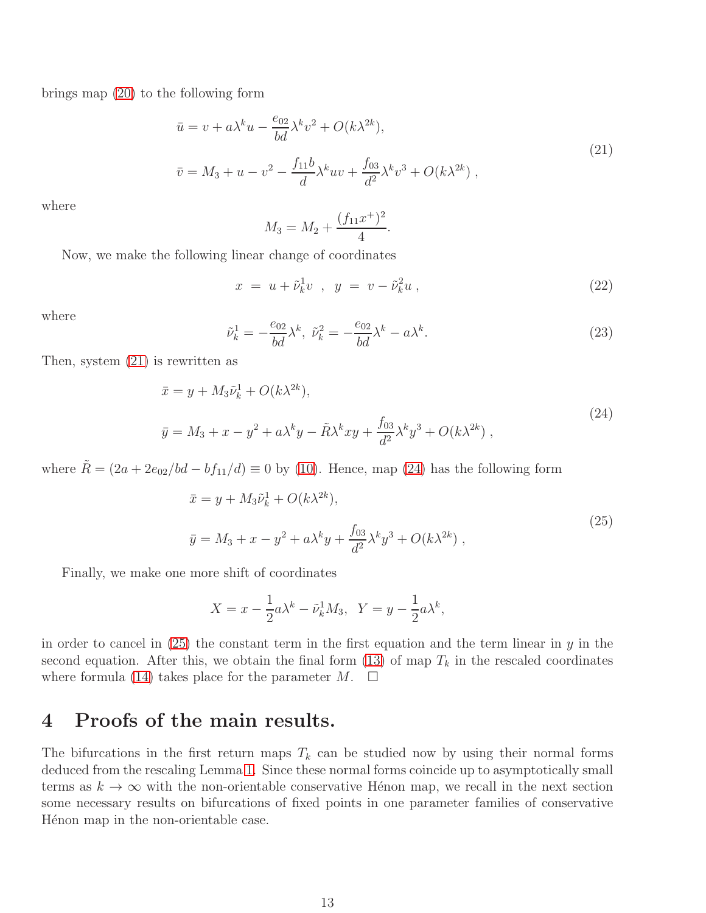brings map (20) to the following form

$$
\begin{aligned}
\bar{u} &= v + a\lambda^k u - \frac{e_{02}}{bd}\lambda^k v^2 + O(k\lambda^{2k}), \\
\bar{v} &= M_3 + u - v^2 - \frac{f_{11}b}{d}\lambda^k uv + \frac{f_{03}}{d^2}\lambda^k v^3 + O(k\lambda^{2k}) \ ,
\end{aligned}
\tag{21}
$$

where

$$
M_3 = M_2 + \frac{(f_{11}x^+)^2}{4}.
$$

Now, we make the following linear change of coordinates

$$
x \ = \ u + \tilde{\nu}_k^1 v \ \ , \ \ y \ = \ v - \tilde{\nu}_k^2 u \ , \tag{22}
$$

where

$$
\tilde{\nu}_k^1 = -\frac{e_{02}}{bd}\lambda^k, \ \tilde{\nu}_k^2 = -\frac{e_{02}}{bd}\lambda^k - a\lambda^k. \tag{23}
$$

Then, system (21) is rewritten as

$$
\begin{aligned}
\bar{x} &= y + M_3\tilde{\nu}_k^1 + O(k\lambda^{2k}), \\
\bar{y} &= M_3 + x - y^2 + a\lambda^k y - \tilde{R}\lambda^k xy + \frac{f_{03}}{d^2}\lambda^k y^3 + O(k\lambda^{2k}) \ ,
\end{aligned}
\tag{24}
$$

where $\tilde{R} = (2a + 2e_{02}/bd - bf_{11}/d) \equiv 0$ by (10). Hence, map (24) has the following form

$$
\begin{aligned}
\bar{x} &= y + M_3\tilde{\nu}_k^1 + O(k\lambda^{2k}), \\
\bar{y} &= M_3 + x - y^2 + a\lambda^k y + \frac{f_{03}}{d^2}\lambda^k y^3 + O(k\lambda^{2k}) \ ,
\end{aligned}
\tag{25}
$$

Finally, we make one more shift of coordinates

$$
X = x - \frac{1}{2}a\lambda^k - \tilde{\nu}_k^1 M_3, \ \ Y = y - \frac{1}{2}a\lambda^k,
$$

in order to cancel in (25) the constant term in the first equation and the term linear in $y$ in the second equation. After this, we obtain the final form (13) of map $T_k$ in the rescaled coordinates where formula (14) takes place for the parameter $M$. $\square$

# 4 Proofs of the main results.

The bifurcations in the first return maps $T_k$ can be studied now by using their normal forms deduced from the rescaling Lemma 1. Since these normal forms coincide up to asymptotically small terms as $k \to \infty$ with the non-orientable conservative Hénon map, we recall in the next section some necessary results on bifurcations of fixed points in one parameter families of conservative Hénon map in the non-orientable case.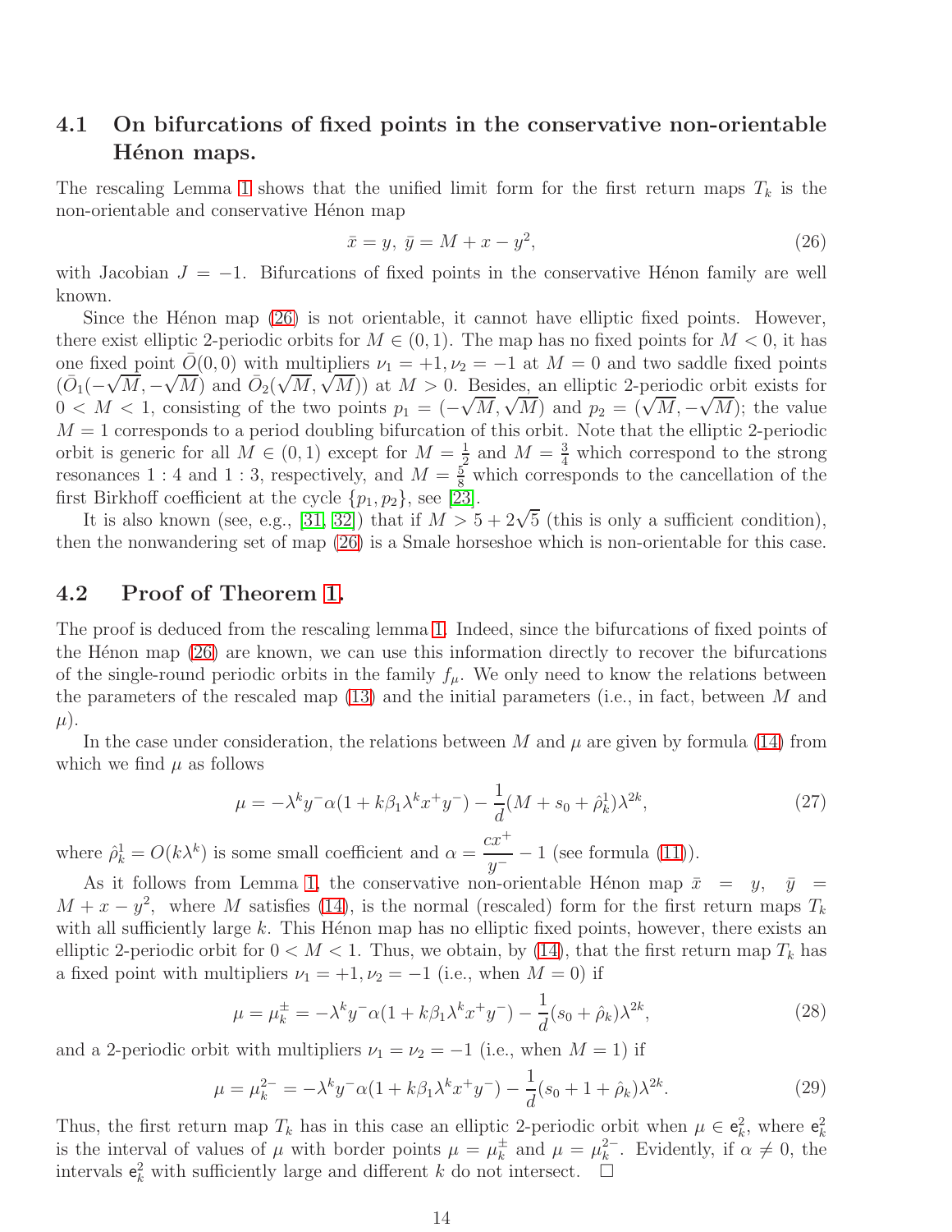### 4.1 On bifurcations of fixed points in the conservative non-orientable Hénon maps.

The rescaling Lemma 1 shows that the unified limit form for the first return maps $T_k$ is the non-orientable and conservative Hénon map

$$\bar{x} = y,\ \bar{y} = M + x - y^2, \tag{26}$$

with Jacobian $J = -1$. Bifurcations of fixed points in the conservative Hénon family are well known.

Since the Hénon map (26) is not orientable, it cannot have elliptic fixed points. However, there exist elliptic 2-periodic orbits for $M \in (0,1)$. The map has no fixed points for $M < 0$, it has one fixed point $\bar{O}(0,0)$ with multipliers $\nu_1 = +1, \nu_2 = -1$ at $M = 0$ and two saddle fixed points $(\bar{O}_1(-\sqrt{M}, -\sqrt{M})$ and $\bar{O}_2(\sqrt{M}, \sqrt{M}))$ at $M > 0$. Besides, an elliptic 2-periodic orbit exists for $0 < M < 1$, consisting of the two points $p_1 = (-\sqrt{M}, \sqrt{M})$ and $p_2 = (\sqrt{M}, -\sqrt{M})$; the value $M = 1$ corresponds to a period doubling bifurcation of this orbit. Note that the elliptic 2-periodic orbit is generic for all $M \in (0,1)$ except for $M = \frac{1}{2}$ and $M = \frac{3}{4}$ which correspond to the strong resonances $1:4$ and $1:3$, respectively, and $M = \frac{5}{8}$ which corresponds to the cancellation of the first Birkhoff coefficient at the cycle $\{p_1, p_2\}$, see [23].

It is also known (see, e.g., [31, 32]) that if $M > 5 + 2\sqrt{5}$ (this is only a sufficient condition), then the nonwandering set of map (26) is a Smale horseshoe which is non-orientable for this case.

### 4.2 Proof of Theorem 1.

The proof is deduced from the rescaling lemma 1. Indeed, since the bifurcations of fixed points of the Hénon map (26) are known, we can use this information directly to recover the bifurcations of the single-round periodic orbits in the family $f_\mu$. We only need to know the relations between the parameters of the rescaled map (13) and the initial parameters (i.e., in fact, between $M$ and $\mu$).

In the case under consideration, the relations between $M$ and $\mu$ are given by formula (14) from which we find $\mu$ as follows

$$\mu = -\lambda^k y^- \alpha (1 + k\beta_1 \lambda^k x^+ y^-) - \frac{1}{d}(M + s_0 + \hat{\rho}_k^1)\lambda^{2k}, \tag{27}$$

where $\hat{\rho}_k^1 = O(k\lambda^k)$ is some small coefficient and $\alpha = \dfrac{cx^+}{y^-} - 1$ (see formula (11)).

As it follows from Lemma 1, the conservative non-orientable Hénon map $\bar{x} = y,\ \bar{y} = M + x - y^2,$ where $M$ satisfies (14), is the normal (rescaled) form for the first return maps $T_k$ with all sufficiently large $k$. This Hénon map has no elliptic fixed points, however, there exists an elliptic 2-periodic orbit for $0 < M < 1$. Thus, we obtain, by (14), that the first return map $T_k$ has a fixed point with multipliers $\nu_1 = +1, \nu_2 = -1$ (i.e., when $M = 0$) if

$$\mu = \mu_k^{\pm} = -\lambda^k y^- \alpha (1 + k\beta_1 \lambda^k x^+ y^-) - \frac{1}{d}(s_0 + \hat{\rho}_k)\lambda^{2k}, \tag{28}$$

and a 2-periodic orbit with multipliers $\nu_1 = \nu_2 = -1$ (i.e., when $M = 1$) if

$$\mu = \mu_k^{2-} = -\lambda^k y^- \alpha (1 + k\beta_1 \lambda^k x^+ y^-) - \frac{1}{d}(s_0 + 1 + \hat{\rho}_k)\lambda^{2k}. \tag{29}$$

Thus, the first return map $T_k$ has in this case an elliptic 2-periodic orbit when $\mu \in \mathsf{e}_k^2$, where $\mathsf{e}_k^2$ is the interval of values of $\mu$ with border points $\mu = \mu_k^{\pm}$ and $\mu = \mu_k^{2-}$. Evidently, if $\alpha \neq 0$, the intervals $\mathsf{e}_k^2$ with sufficiently large and different $k$ do not intersect. $\square$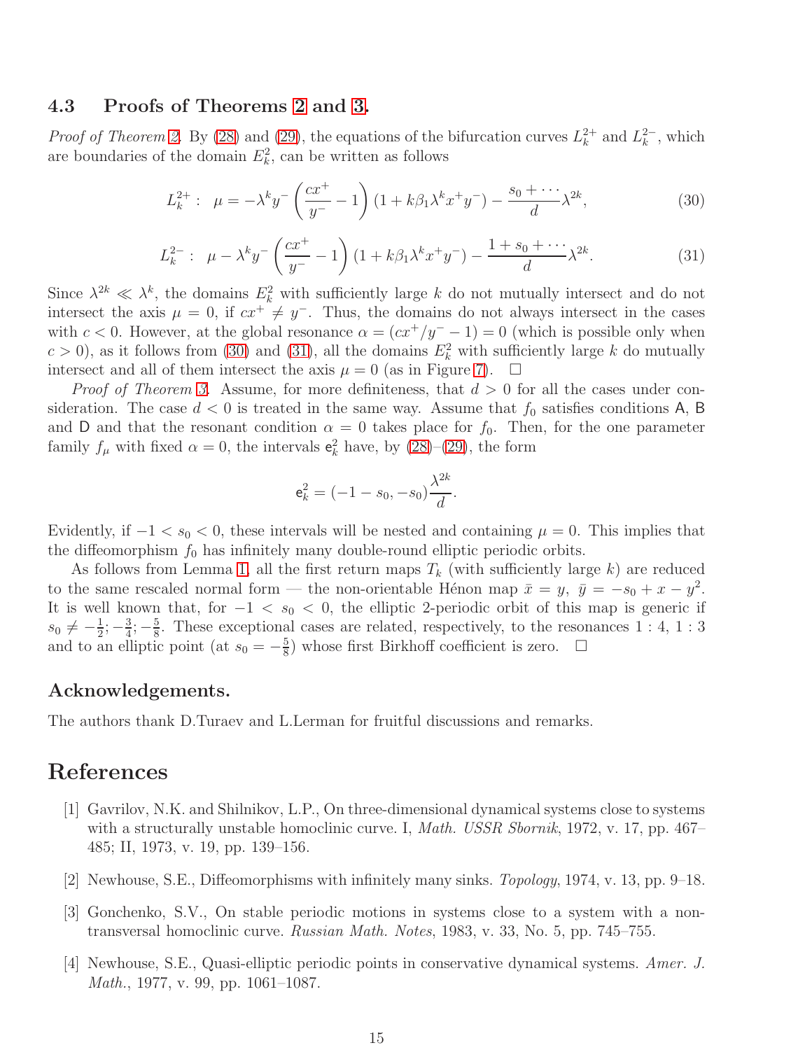### 4.3 Proofs of Theorems 2 and 3.

*Proof of Theorem 2.* By (28) and (29), the equations of the bifurcation curves $L_k^{2+}$ and $L_k^{2-}$, which are boundaries of the domain $E_k^2$, can be written as follows

$$L_k^{2+}: \ \ \mu = -\lambda^k y^- \left(\frac{cx^+}{y^-} - 1\right)(1 + k\beta_1 \lambda^k x^+ y^-) - \frac{s_0 + \cdots}{d}\lambda^{2k}, \tag{30}$$

$$L_k^{2-}: \ \ \mu - \lambda^k y^- \left(\frac{cx^+}{y^-} - 1\right)(1 + k\beta_1 \lambda^k x^+ y^-) - \frac{1 + s_0 + \cdots}{d}\lambda^{2k}. \tag{31}$$

Since $\lambda^{2k} \ll \lambda^k$, the domains $E_k^2$ with sufficiently large $k$ do not mutually intersect and do not intersect the axis $\mu = 0$, if $cx^+ \neq y^-$. Thus, the domains do not always intersect in the cases with $c < 0$. However, at the global resonance $\alpha = (cx^+/y^- - 1) = 0$ (which is possible only when $c > 0$), as it follows from (30) and (31), all the domains $E_k^2$ with sufficiently large $k$ do mutually intersect and all of them intersect the axis $\mu = 0$ (as in Figure 7). $\square$

*Proof of Theorem 3.* Assume, for more definiteness, that $d > 0$ for all the cases under consideration. The case $d < 0$ is treated in the same way. Assume that $f_0$ satisfies conditions A, B and D and that the resonant condition $\alpha = 0$ takes place for $f_0$. Then, for the one parameter family $f_\mu$ with fixed $\alpha = 0$, the intervals $\mathsf{e}_k^2$ have, by (28)–(29), the form

$$\mathsf{e}_k^2 = (-1 - s_0, -s_0)\frac{\lambda^{2k}}{d}.$$

Evidently, if $-1 < s_0 < 0$, these intervals will be nested and containing $\mu = 0$. This implies that the diffeomorphism $f_0$ has infinitely many double-round elliptic periodic orbits.

As follows from Lemma 1, all the first return maps $T_k$ (with sufficiently large $k$) are reduced to the same rescaled normal form — the non-orientable Hénon map $\bar{x} = y, \ \bar{y} = -s_0 + x - y^2$. It is well known that, for $-1 < s_0 < 0$, the elliptic 2-periodic orbit of this map is generic if $s_0 \neq -\frac{1}{2}; -\frac{3}{4}; -\frac{5}{8}$. These exceptional cases are related, respectively, to the resonances $1:4$, $1:3$ and to an elliptic point (at $s_0 = -\frac{5}{8}$) whose first Birkhoff coefficient is zero. $\square$

### Acknowledgements.

The authors thank D.Turaev and L.Lerman for fruitful discussions and remarks.

## References

[1] Gavrilov, N.K. and Shilnikov, L.P., On three-dimensional dynamical systems close to systems with a structurally unstable homoclinic curve. I, *Math. USSR Sbornik*, 1972, v. 17, pp. 467–485; II, 1973, v. 19, pp. 139–156.

[2] Newhouse, S.E., Diffeomorphisms with infinitely many sinks. *Topology*, 1974, v. 13, pp. 9–18.

[3] Gonchenko, S.V., On stable periodic motions in systems close to a system with a non-transversal homoclinic curve. *Russian Math. Notes*, 1983, v. 33, No. 5, pp. 745–755.

[4] Newhouse, S.E., Quasi-elliptic periodic points in conservative dynamical systems. *Amer. J. Math.*, 1977, v. 99, pp. 1061–1087.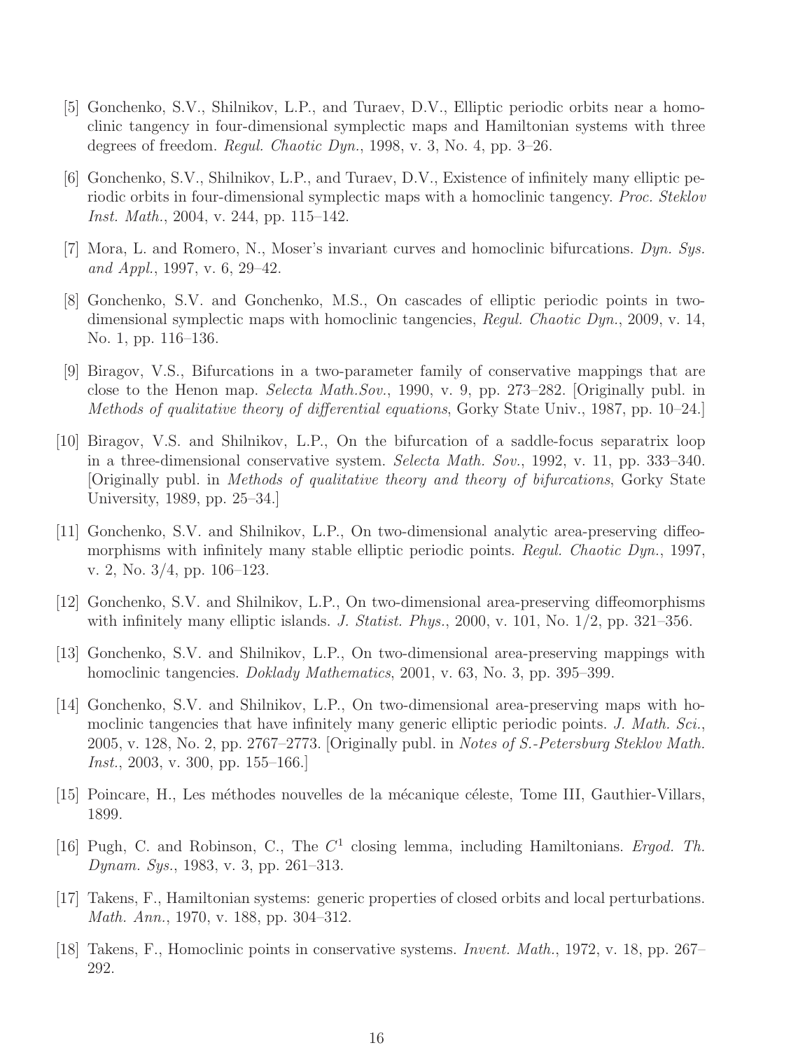[5] Gonchenko, S.V., Shilnikov, L.P., and Turaev, D.V., Elliptic periodic orbits near a homoclinic tangency in four-dimensional symplectic maps and Hamiltonian systems with three degrees of freedom. *Regul. Chaotic Dyn.*, 1998, v. 3, No. 4, pp. 3–26.

[6] Gonchenko, S.V., Shilnikov, L.P., and Turaev, D.V., Existence of infinitely many elliptic periodic orbits in four-dimensional symplectic maps with a homoclinic tangency. *Proc. Steklov Inst. Math.*, 2004, v. 244, pp. 115–142.

[7] Mora, L. and Romero, N., Moser's invariant curves and homoclinic bifurcations. *Dyn. Sys. and Appl.*, 1997, v. 6, 29–42.

[8] Gonchenko, S.V. and Gonchenko, M.S., On cascades of elliptic periodic points in two-dimensional symplectic maps with homoclinic tangencies, *Regul. Chaotic Dyn.*, 2009, v. 14, No. 1, pp. 116–136.

[9] Biragov, V.S., Bifurcations in a two-parameter family of conservative mappings that are close to the Henon map. *Selecta Math.Sov.*, 1990, v. 9, pp. 273–282. [Originally publ. in *Methods of qualitative theory of differential equations*, Gorky State Univ., 1987, pp. 10–24.]

[10] Biragov, V.S. and Shilnikov, L.P., On the bifurcation of a saddle-focus separatrix loop in a three-dimensional conservative system. *Selecta Math. Sov.*, 1992, v. 11, pp. 333–340. [Originally publ. in *Methods of qualitative theory and theory of bifurcations*, Gorky State University, 1989, pp. 25–34.]

[11] Gonchenko, S.V. and Shilnikov, L.P., On two-dimensional analytic area-preserving diffeomorphisms with infinitely many stable elliptic periodic points. *Regul. Chaotic Dyn.*, 1997, v. 2, No. 3/4, pp. 106–123.

[12] Gonchenko, S.V. and Shilnikov, L.P., On two-dimensional area-preserving diffeomorphisms with infinitely many elliptic islands. *J. Statist. Phys.*, 2000, v. 101, No. 1/2, pp. 321–356.

[13] Gonchenko, S.V. and Shilnikov, L.P., On two-dimensional area-preserving mappings with homoclinic tangencies. *Doklady Mathematics*, 2001, v. 63, No. 3, pp. 395–399.

[14] Gonchenko, S.V. and Shilnikov, L.P., On two-dimensional area-preserving maps with homoclinic tangencies that have infinitely many generic elliptic periodic points. *J. Math. Sci.*, 2005, v. 128, No. 2, pp. 2767–2773. [Originally publ. in *Notes of S.-Petersburg Steklov Math. Inst.*, 2003, v. 300, pp. 155–166.]

[15] Poincare, H., Les méthodes nouvelles de la mécanique céleste, Tome III, Gauthier-Villars, 1899.

[16] Pugh, C. and Robinson, C., The $C^1$ closing lemma, including Hamiltonians. *Ergod. Th. Dynam. Sys.*, 1983, v. 3, pp. 261–313.

[17] Takens, F., Hamiltonian systems: generic properties of closed orbits and local perturbations. *Math. Ann.*, 1970, v. 188, pp. 304–312.

[18] Takens, F., Homoclinic points in conservative systems. *Invent. Math.*, 1972, v. 18, pp. 267–292.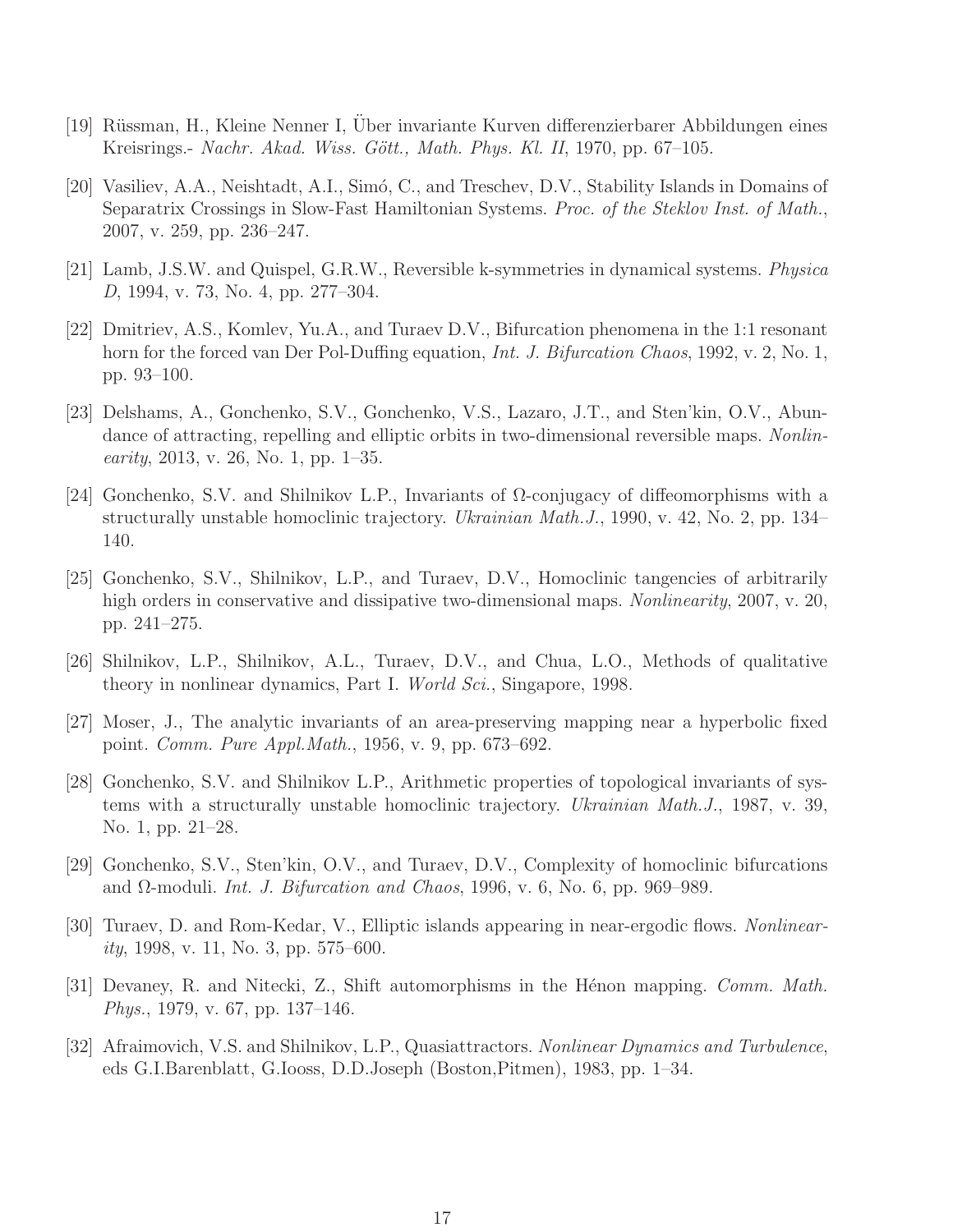[19] Rüssman, H., Kleine Nenner I, Über invariante Kurven differenzierbarer Abbildungen eines Kreisrings.- *Nachr. Akad. Wiss. Gött., Math. Phys. Kl. II*, 1970, pp. 67–105.

[20] Vasiliev, A.A., Neishtadt, A.I., Simó, C., and Treschev, D.V., Stability Islands in Domains of Separatrix Crossings in Slow-Fast Hamiltonian Systems. *Proc. of the Steklov Inst. of Math.*, 2007, v. 259, pp. 236–247.

[21] Lamb, J.S.W. and Quispel, G.R.W., Reversible k-symmetries in dynamical systems. *Physica D*, 1994, v. 73, No. 4, pp. 277–304.

[22] Dmitriev, A.S., Komlev, Yu.A., and Turaev D.V., Bifurcation phenomena in the 1:1 resonant horn for the forced van Der Pol-Duffing equation, *Int. J. Bifurcation Chaos*, 1992, v. 2, No. 1, pp. 93–100.

[23] Delshams, A., Gonchenko, S.V., Gonchenko, V.S., Lazaro, J.T., and Sten'kin, O.V., Abundance of attracting, repelling and elliptic orbits in two-dimensional reversible maps. *Nonlinearity*, 2013, v. 26, No. 1, pp. 1–35.

[24] Gonchenko, S.V. and Shilnikov L.P., Invariants of $\Omega$-conjugacy of diffeomorphisms with a structurally unstable homoclinic trajectory. *Ukrainian Math.J.*, 1990, v. 42, No. 2, pp. 134–140.

[25] Gonchenko, S.V., Shilnikov, L.P., and Turaev, D.V., Homoclinic tangencies of arbitrarily high orders in conservative and dissipative two-dimensional maps. *Nonlinearity*, 2007, v. 20, pp. 241–275.

[26] Shilnikov, L.P., Shilnikov, A.L., Turaev, D.V., and Chua, L.O., Methods of qualitative theory in nonlinear dynamics, Part I. *World Sci.*, Singapore, 1998.

[27] Moser, J., The analytic invariants of an area-preserving mapping near a hyperbolic fixed point. *Comm. Pure Appl.Math.*, 1956, v. 9, pp. 673–692.

[28] Gonchenko, S.V. and Shilnikov L.P., Arithmetic properties of topological invariants of systems with a structurally unstable homoclinic trajectory. *Ukrainian Math.J.*, 1987, v. 39, No. 1, pp. 21–28.

[29] Gonchenko, S.V., Sten'kin, O.V., and Turaev, D.V., Complexity of homoclinic bifurcations and $\Omega$-moduli. *Int. J. Bifurcation and Chaos*, 1996, v. 6, No. 6, pp. 969–989.

[30] Turaev, D. and Rom-Kedar, V., Elliptic islands appearing in near-ergodic flows. *Nonlinearity*, 1998, v. 11, No. 3, pp. 575–600.

[31] Devaney, R. and Nitecki, Z., Shift automorphisms in the Hénon mapping. *Comm. Math. Phys.*, 1979, v. 67, pp. 137–146.

[32] Afraimovich, V.S. and Shilnikov, L.P., Quasiattractors. *Nonlinear Dynamics and Turbulence*, eds G.I.Barenblatt, G.Iooss, D.D.Joseph (Boston,Pitmen), 1983, pp. 1–34.